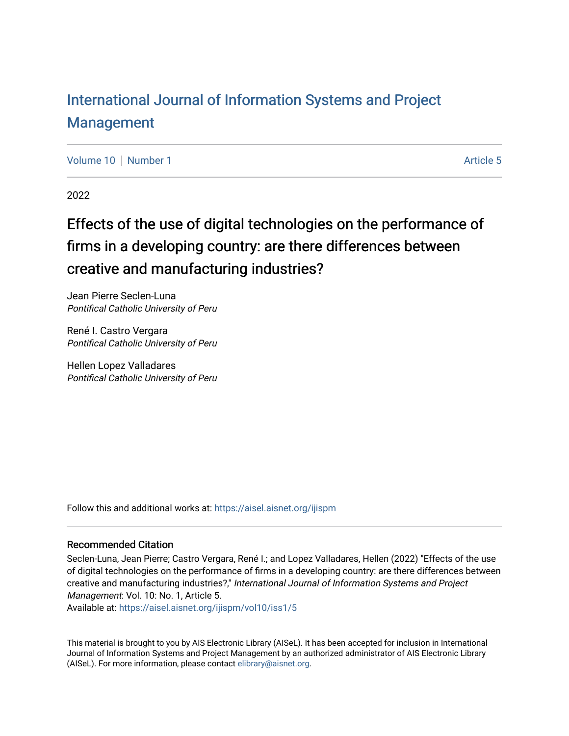# International Journal of Information Systems and Project Management

Volume 10 | Number 1 | Article 5

2022

## Effects of the use of digital technologies on the performance of firms in a developing country: are there differences between creative and manufacturing industries?

Jean Pierre Seclen-Luna
*Pontifical Catholic University of Peru*

René I. Castro Vergara
*Pontifical Catholic University of Peru*

Hellen Lopez Valladares
*Pontifical Catholic University of Peru*

Follow this and additional works at: https://aisel.aisnet.org/ijispm

### Recommended Citation

Seclen-Luna, Jean Pierre; Castro Vergara, René I.; and Lopez Valladares, Hellen (2022) "Effects of the use of digital technologies on the performance of firms in a developing country: are there differences between creative and manufacturing industries?," *International Journal of Information Systems and Project Management*: Vol. 10: No. 1, Article 5.
Available at: https://aisel.aisnet.org/ijispm/vol10/iss1/5

This material is brought to you by AIS Electronic Library (AISeL). It has been accepted for inclusion in International Journal of Information Systems and Project Management by an authorized administrator of AIS Electronic Library (AISeL). For more information, please contact elibrary@aisnet.org.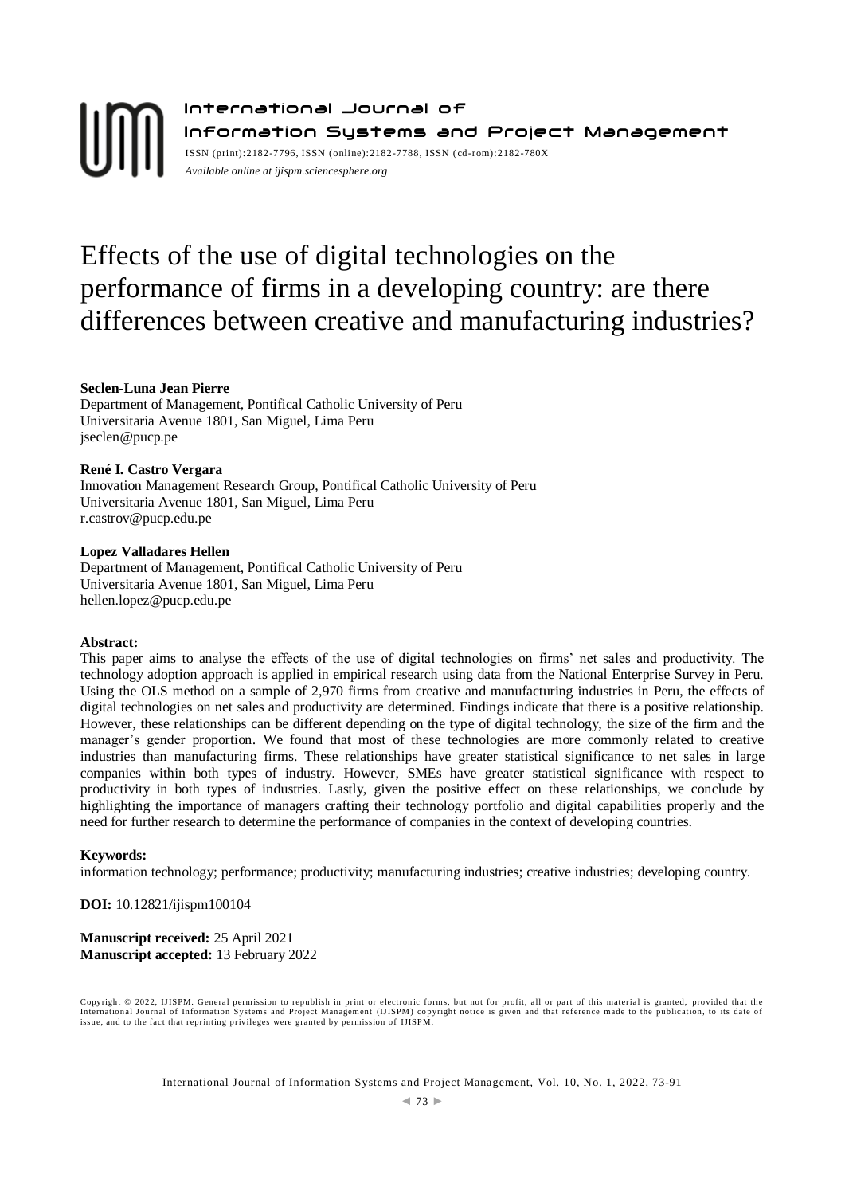International Journal of Information Systems and Project Management

ISSN (print):2182-7796, ISSN (online):2182-7788, ISSN (cd-rom):2182-780X

*Available online at ijispm.sciencesphere.org*

# Effects of the use of digital technologies on the performance of firms in a developing country: are there differences between creative and manufacturing industries?

**Seclen-Luna Jean Pierre**
Department of Management, Pontifical Catholic University of Peru
Universitaria Avenue 1801, San Miguel, Lima Peru
jseclen@pucp.pe

**René I. Castro Vergara**
Innovation Management Research Group, Pontifical Catholic University of Peru
Universitaria Avenue 1801, San Miguel, Lima Peru
r.castrov@pucp.edu.pe

**Lopez Valladares Hellen**
Department of Management, Pontifical Catholic University of Peru
Universitaria Avenue 1801, San Miguel, Lima Peru
hellen.lopez@pucp.edu.pe

**Abstract:**

This paper aims to analyse the effects of the use of digital technologies on firms' net sales and productivity. The technology adoption approach is applied in empirical research using data from the National Enterprise Survey in Peru. Using the OLS method on a sample of 2,970 firms from creative and manufacturing industries in Peru, the effects of digital technologies on net sales and productivity are determined. Findings indicate that there is a positive relationship. However, these relationships can be different depending on the type of digital technology, the size of the firm and the manager's gender proportion. We found that most of these technologies are more commonly related to creative industries than manufacturing firms. These relationships have greater statistical significance to net sales in large companies within both types of industry. However, SMEs have greater statistical significance with respect to productivity in both types of industries. Lastly, given the positive effect on these relationships, we conclude by highlighting the importance of managers crafting their technology portfolio and digital capabilities properly and the need for further research to determine the performance of companies in the context of developing countries.

**Keywords:**

information technology; performance; productivity; manufacturing industries; creative industries; developing country.

**DOI:** 10.12821/ijispm100104

**Manuscript received:** 25 April 2021
**Manuscript accepted:** 13 February 2022

Copyright © 2022, IJISPM. General permission to republish in print or electronic forms, but not for profit, all or part of this material is granted, provided that the International Journal of Information Systems and Project Management (IJISPM) copyright notice is given and that reference made to the publication, to its date of issue, and to the fact that reprinting privileges were granted by permission of IJISPM.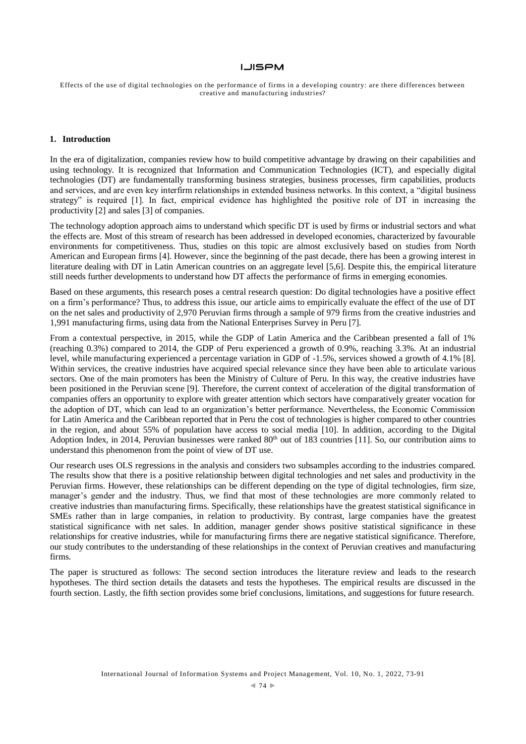## 1. Introduction

In the era of digitalization, companies review how to build competitive advantage by drawing on their capabilities and using technology. It is recognized that Information and Communication Technologies (ICT), and especially digital technologies (DT) are fundamentally transforming business strategies, business processes, firm capabilities, products and services, and are even key interfirm relationships in extended business networks. In this context, a "digital business strategy" is required [1]. In fact, empirical evidence has highlighted the positive role of DT in increasing the productivity [2] and sales [3] of companies.

The technology adoption approach aims to understand which specific DT is used by firms or industrial sectors and what the effects are. Most of this stream of research has been addressed in developed economies, characterized by favourable environments for competitiveness. Thus, studies on this topic are almost exclusively based on studies from North American and European firms [4]. However, since the beginning of the past decade, there has been a growing interest in literature dealing with DT in Latin American countries on an aggregate level [5,6]. Despite this, the empirical literature still needs further developments to understand how DT affects the performance of firms in emerging economies.

Based on these arguments, this research poses a central research question: Do digital technologies have a positive effect on a firm's performance? Thus, to address this issue, our article aims to empirically evaluate the effect of the use of DT on the net sales and productivity of 2,970 Peruvian firms through a sample of 979 firms from the creative industries and 1,991 manufacturing firms, using data from the National Enterprises Survey in Peru [7].

From a contextual perspective, in 2015, while the GDP of Latin America and the Caribbean presented a fall of 1% (reaching 0.3%) compared to 2014, the GDP of Peru experienced a growth of 0.9%, reaching 3.3%. At an industrial level, while manufacturing experienced a percentage variation in GDP of -1.5%, services showed a growth of 4.1% [8]. Within services, the creative industries have acquired special relevance since they have been able to articulate various sectors. One of the main promoters has been the Ministry of Culture of Peru. In this way, the creative industries have been positioned in the Peruvian scene [9]. Therefore, the current context of acceleration of the digital transformation of companies offers an opportunity to explore with greater attention which sectors have comparatively greater vocation for the adoption of DT, which can lead to an organization's better performance. Nevertheless, the Economic Commission for Latin America and the Caribbean reported that in Peru the cost of technologies is higher compared to other countries in the region, and about 55% of population have access to social media [10]. In addition, according to the Digital Adoption Index, in 2014, Peruvian businesses were ranked 80th out of 183 countries [11]. So, our contribution aims to understand this phenomenon from the point of view of DT use.

Our research uses OLS regressions in the analysis and considers two subsamples according to the industries compared. The results show that there is a positive relationship between digital technologies and net sales and productivity in the Peruvian firms. However, these relationships can be different depending on the type of digital technologies, firm size, manager's gender and the industry. Thus, we find that most of these technologies are more commonly related to creative industries than manufacturing firms. Specifically, these relationships have the greatest statistical significance in SMEs rather than in large companies, in relation to productivity. By contrast, large companies have the greatest statistical significance with net sales. In addition, manager gender shows positive statistical significance in these relationships for creative industries, while for manufacturing firms there are negative statistical significance. Therefore, our study contributes to the understanding of these relationships in the context of Peruvian creatives and manufacturing firms.

The paper is structured as follows: The second section introduces the literature review and leads to the research hypotheses. The third section details the datasets and tests the hypotheses. The empirical results are discussed in the fourth section. Lastly, the fifth section provides some brief conclusions, limitations, and suggestions for future research.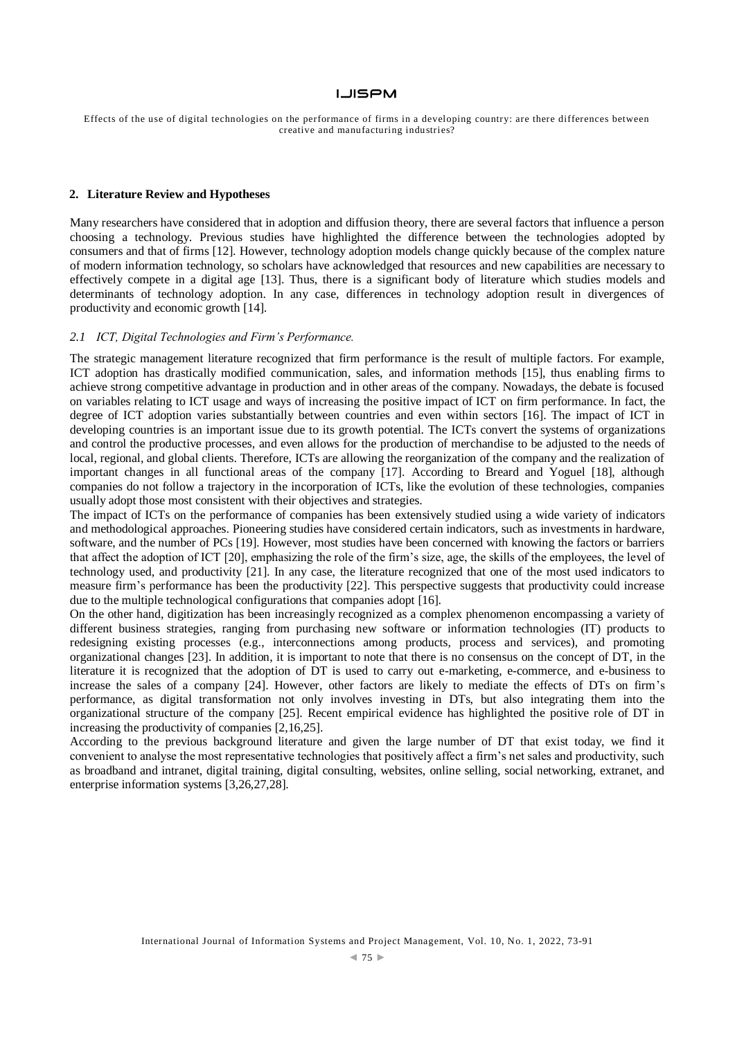## 2. Literature Review and Hypotheses

Many researchers have considered that in adoption and diffusion theory, there are several factors that influence a person choosing a technology. Previous studies have highlighted the difference between the technologies adopted by consumers and that of firms [12]. However, technology adoption models change quickly because of the complex nature of modern information technology, so scholars have acknowledged that resources and new capabilities are necessary to effectively compete in a digital age [13]. Thus, there is a significant body of literature which studies models and determinants of technology adoption. In any case, differences in technology adoption result in divergences of productivity and economic growth [14].

### *2.1 ICT, Digital Technologies and Firm's Performance.*

The strategic management literature recognized that firm performance is the result of multiple factors. For example, ICT adoption has drastically modified communication, sales, and information methods [15], thus enabling firms to achieve strong competitive advantage in production and in other areas of the company. Nowadays, the debate is focused on variables relating to ICT usage and ways of increasing the positive impact of ICT on firm performance. In fact, the degree of ICT adoption varies substantially between countries and even within sectors [16]. The impact of ICT in developing countries is an important issue due to its growth potential. The ICTs convert the systems of organizations and control the productive processes, and even allows for the production of merchandise to be adjusted to the needs of local, regional, and global clients. Therefore, ICTs are allowing the reorganization of the company and the realization of important changes in all functional areas of the company [17]. According to Breard and Yoguel [18], although companies do not follow a trajectory in the incorporation of ICTs, like the evolution of these technologies, companies usually adopt those most consistent with their objectives and strategies.

The impact of ICTs on the performance of companies has been extensively studied using a wide variety of indicators and methodological approaches. Pioneering studies have considered certain indicators, such as investments in hardware, software, and the number of PCs [19]. However, most studies have been concerned with knowing the factors or barriers that affect the adoption of ICT [20], emphasizing the role of the firm's size, age, the skills of the employees, the level of technology used, and productivity [21]. In any case, the literature recognized that one of the most used indicators to measure firm's performance has been the productivity [22]. This perspective suggests that productivity could increase due to the multiple technological configurations that companies adopt [16].

On the other hand, digitization has been increasingly recognized as a complex phenomenon encompassing a variety of different business strategies, ranging from purchasing new software or information technologies (IT) products to redesigning existing processes (e.g., interconnections among products, process and services), and promoting organizational changes [23]. In addition, it is important to note that there is no consensus on the concept of DT, in the literature it is recognized that the adoption of DT is used to carry out e-marketing, e-commerce, and e-business to increase the sales of a company [24]. However, other factors are likely to mediate the effects of DTs on firm's performance, as digital transformation not only involves investing in DTs, but also integrating them into the organizational structure of the company [25]. Recent empirical evidence has highlighted the positive role of DT in increasing the productivity of companies [2,16,25].

According to the previous background literature and given the large number of DT that exist today, we find it convenient to analyse the most representative technologies that positively affect a firm's net sales and productivity, such as broadband and intranet, digital training, digital consulting, websites, online selling, social networking, extranet, and enterprise information systems [3,26,27,28].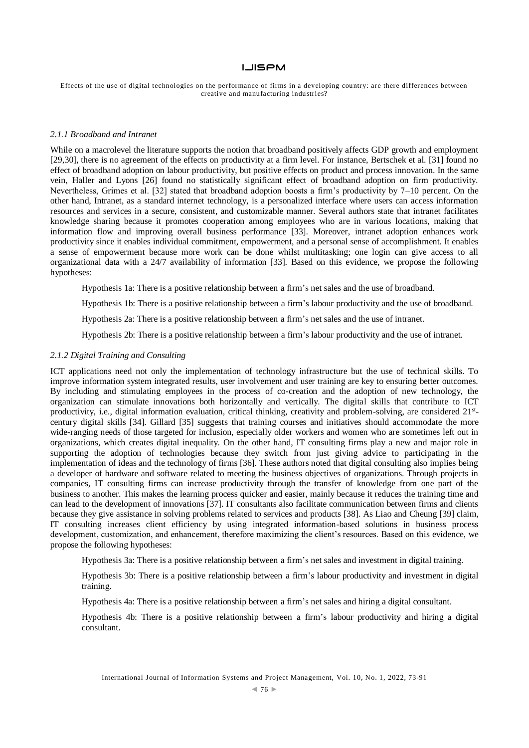### *2.1.1 Broadband and Intranet*

While on a macrolevel the literature supports the notion that broadband positively affects GDP growth and employment [29,30], there is no agreement of the effects on productivity at a firm level. For instance, Bertschek et al. [31] found no effect of broadband adoption on labour productivity, but positive effects on product and process innovation. In the same vein, Haller and Lyons [26] found no statistically significant effect of broadband adoption on firm productivity. Nevertheless, Grimes et al. [32] stated that broadband adoption boosts a firm's productivity by 7–10 percent. On the other hand, Intranet, as a standard internet technology, is a personalized interface where users can access information resources and services in a secure, consistent, and customizable manner. Several authors state that intranet facilitates knowledge sharing because it promotes cooperation among employees who are in various locations, making that information flow and improving overall business performance [33]. Moreover, intranet adoption enhances work productivity since it enables individual commitment, empowerment, and a personal sense of accomplishment. It enables a sense of empowerment because more work can be done whilst multitasking; one login can give access to all organizational data with a 24/7 availability of information [33]. Based on this evidence, we propose the following hypotheses:

Hypothesis 1a: There is a positive relationship between a firm's net sales and the use of broadband.

Hypothesis 1b: There is a positive relationship between a firm's labour productivity and the use of broadband.

Hypothesis 2a: There is a positive relationship between a firm's net sales and the use of intranet.

Hypothesis 2b: There is a positive relationship between a firm's labour productivity and the use of intranet.

### *2.1.2 Digital Training and Consulting*

ICT applications need not only the implementation of technology infrastructure but the use of technical skills. To improve information system integrated results, user involvement and user training are key to ensuring better outcomes. By including and stimulating employees in the process of co-creation and the adoption of new technology, the organization can stimulate innovations both horizontally and vertically. The digital skills that contribute to ICT productivity, i.e., digital information evaluation, critical thinking, creativity and problem-solving, are considered 21st-century digital skills [34]. Gillard [35] suggests that training courses and initiatives should accommodate the more wide-ranging needs of those targeted for inclusion, especially older workers and women who are sometimes left out in organizations, which creates digital inequality. On the other hand, IT consulting firms play a new and major role in supporting the adoption of technologies because they switch from just giving advice to participating in the implementation of ideas and the technology of firms [36]. These authors noted that digital consulting also implies being a developer of hardware and software related to meeting the business objectives of organizations. Through projects in companies, IT consulting firms can increase productivity through the transfer of knowledge from one part of the business to another. This makes the learning process quicker and easier, mainly because it reduces the training time and can lead to the development of innovations [37]. IT consultants also facilitate communication between firms and clients because they give assistance in solving problems related to services and products [38]. As Liao and Cheung [39] claim, IT consulting increases client efficiency by using integrated information-based solutions in business process development, customization, and enhancement, therefore maximizing the client's resources. Based on this evidence, we propose the following hypotheses:

Hypothesis 3a: There is a positive relationship between a firm's net sales and investment in digital training.

Hypothesis 3b: There is a positive relationship between a firm's labour productivity and investment in digital training.

Hypothesis 4a: There is a positive relationship between a firm's net sales and hiring a digital consultant.

Hypothesis 4b: There is a positive relationship between a firm's labour productivity and hiring a digital consultant.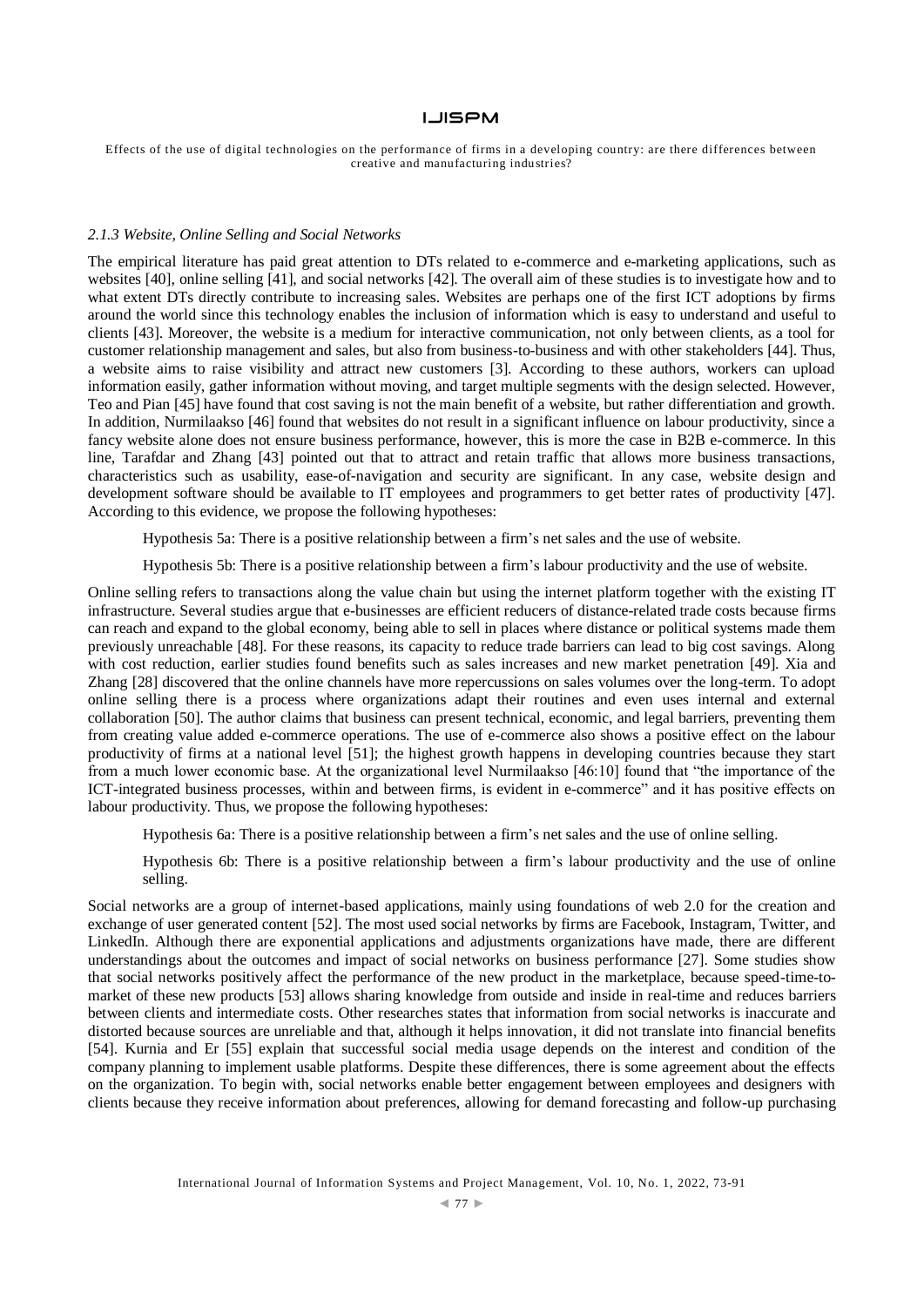*2.1.3 Website, Online Selling and Social Networks*

The empirical literature has paid great attention to DTs related to e-commerce and e-marketing applications, such as websites [40], online selling [41], and social networks [42]. The overall aim of these studies is to investigate how and to what extent DTs directly contribute to increasing sales. Websites are perhaps one of the first ICT adoptions by firms around the world since this technology enables the inclusion of information which is easy to understand and useful to clients [43]. Moreover, the website is a medium for interactive communication, not only between clients, as a tool for customer relationship management and sales, but also from business-to-business and with other stakeholders [44]. Thus, a website aims to raise visibility and attract new customers [3]. According to these authors, workers can upload information easily, gather information without moving, and target multiple segments with the design selected. However, Teo and Pian [45] have found that cost saving is not the main benefit of a website, but rather differentiation and growth. In addition, Nurmilaakso [46] found that websites do not result in a significant influence on labour productivity, since a fancy website alone does not ensure business performance, however, this is more the case in B2B e-commerce. In this line, Tarafdar and Zhang [43] pointed out that to attract and retain traffic that allows more business transactions, characteristics such as usability, ease-of-navigation and security are significant. In any case, website design and development software should be available to IT employees and programmers to get better rates of productivity [47]. According to this evidence, we propose the following hypotheses:

Hypothesis 5a: There is a positive relationship between a firm's net sales and the use of website.

Hypothesis 5b: There is a positive relationship between a firm's labour productivity and the use of website.

Online selling refers to transactions along the value chain but using the internet platform together with the existing IT infrastructure. Several studies argue that e-businesses are efficient reducers of distance-related trade costs because firms can reach and expand to the global economy, being able to sell in places where distance or political systems made them previously unreachable [48]. For these reasons, its capacity to reduce trade barriers can lead to big cost savings. Along with cost reduction, earlier studies found benefits such as sales increases and new market penetration [49]. Xia and Zhang [28] discovered that the online channels have more repercussions on sales volumes over the long-term. To adopt online selling there is a process where organizations adapt their routines and even uses internal and external collaboration [50]. The author claims that business can present technical, economic, and legal barriers, preventing them from creating value added e-commerce operations. The use of e-commerce also shows a positive effect on the labour productivity of firms at a national level [51]; the highest growth happens in developing countries because they start from a much lower economic base. At the organizational level Nurmilaakso [46:10] found that "the importance of the ICT-integrated business processes, within and between firms, is evident in e-commerce" and it has positive effects on labour productivity. Thus, we propose the following hypotheses:

Hypothesis 6a: There is a positive relationship between a firm's net sales and the use of online selling.

Hypothesis 6b: There is a positive relationship between a firm's labour productivity and the use of online selling.

Social networks are a group of internet-based applications, mainly using foundations of web 2.0 for the creation and exchange of user generated content [52]. The most used social networks by firms are Facebook, Instagram, Twitter, and LinkedIn. Although there are exponential applications and adjustments organizations have made, there are different understandings about the outcomes and impact of social networks on business performance [27]. Some studies show that social networks positively affect the performance of the new product in the marketplace, because speed-time-to-market of these new products [53] allows sharing knowledge from outside and inside in real-time and reduces barriers between clients and intermediate costs. Other researches states that information from social networks is inaccurate and distorted because sources are unreliable and that, although it helps innovation, it did not translate into financial benefits [54]. Kurnia and Er [55] explain that successful social media usage depends on the interest and condition of the company planning to implement usable platforms. Despite these differences, there is some agreement about the effects on the organization. To begin with, social networks enable better engagement between employees and designers with clients because they receive information about preferences, allowing for demand forecasting and follow-up purchasing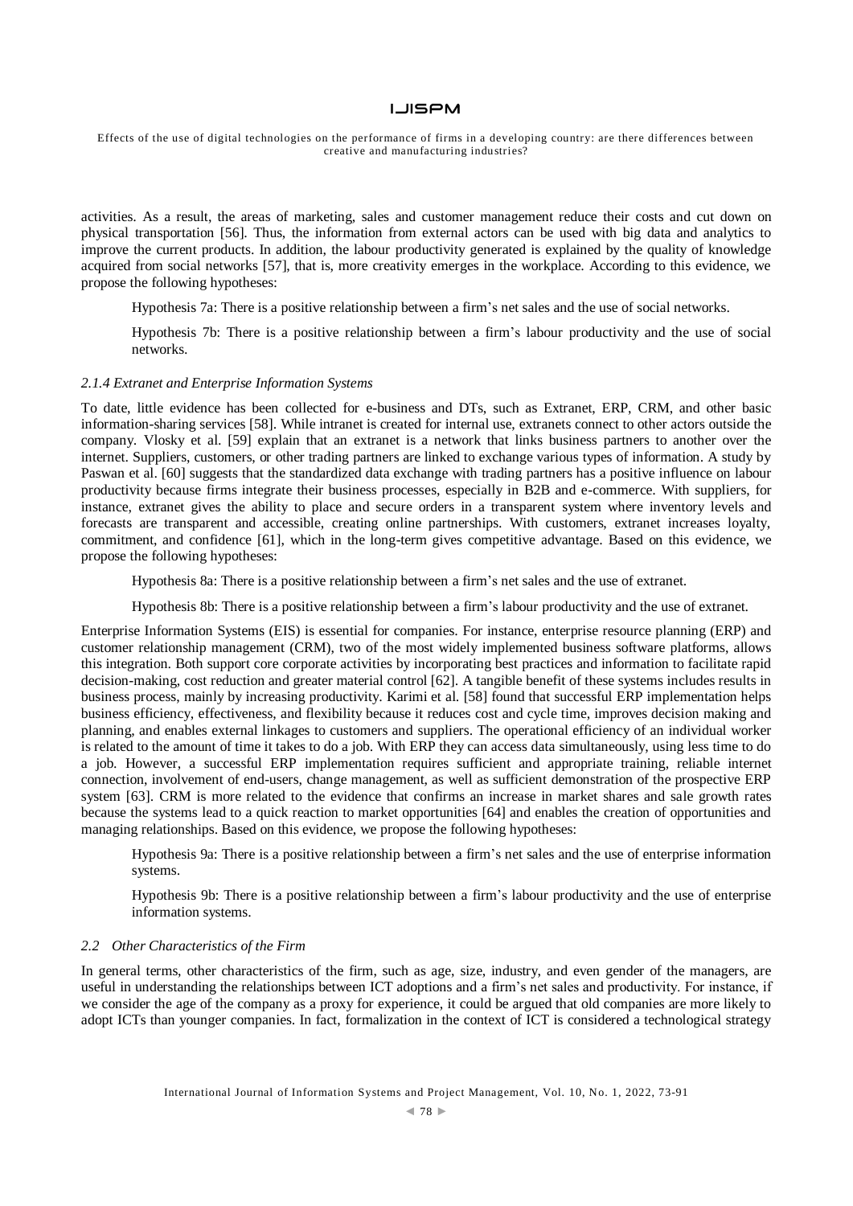activities. As a result, the areas of marketing, sales and customer management reduce their costs and cut down on physical transportation [56]. Thus, the information from external actors can be used with big data and analytics to improve the current products. In addition, the labour productivity generated is explained by the quality of knowledge acquired from social networks [57], that is, more creativity emerges in the workplace. According to this evidence, we propose the following hypotheses:

Hypothesis 7a: There is a positive relationship between a firm's net sales and the use of social networks.

Hypothesis 7b: There is a positive relationship between a firm's labour productivity and the use of social networks.

#### *2.1.4 Extranet and Enterprise Information Systems*

To date, little evidence has been collected for e-business and DTs, such as Extranet, ERP, CRM, and other basic information-sharing services [58]. While intranet is created for internal use, extranets connect to other actors outside the company. Vlosky et al. [59] explain that an extranet is a network that links business partners to another over the internet. Suppliers, customers, or other trading partners are linked to exchange various types of information. A study by Paswan et al. [60] suggests that the standardized data exchange with trading partners has a positive influence on labour productivity because firms integrate their business processes, especially in B2B and e-commerce. With suppliers, for instance, extranet gives the ability to place and secure orders in a transparent system where inventory levels and forecasts are transparent and accessible, creating online partnerships. With customers, extranet increases loyalty, commitment, and confidence [61], which in the long-term gives competitive advantage. Based on this evidence, we propose the following hypotheses:

Hypothesis 8a: There is a positive relationship between a firm's net sales and the use of extranet.

Hypothesis 8b: There is a positive relationship between a firm's labour productivity and the use of extranet.

Enterprise Information Systems (EIS) is essential for companies. For instance, enterprise resource planning (ERP) and customer relationship management (CRM), two of the most widely implemented business software platforms, allows this integration. Both support core corporate activities by incorporating best practices and information to facilitate rapid decision-making, cost reduction and greater material control [62]. A tangible benefit of these systems includes results in business process, mainly by increasing productivity. Karimi et al. [58] found that successful ERP implementation helps business efficiency, effectiveness, and flexibility because it reduces cost and cycle time, improves decision making and planning, and enables external linkages to customers and suppliers. The operational efficiency of an individual worker is related to the amount of time it takes to do a job. With ERP they can access data simultaneously, using less time to do a job. However, a successful ERP implementation requires sufficient and appropriate training, reliable internet connection, involvement of end-users, change management, as well as sufficient demonstration of the prospective ERP system [63]. CRM is more related to the evidence that confirms an increase in market shares and sale growth rates because the systems lead to a quick reaction to market opportunities [64] and enables the creation of opportunities and managing relationships. Based on this evidence, we propose the following hypotheses:

Hypothesis 9a: There is a positive relationship between a firm's net sales and the use of enterprise information systems.

Hypothesis 9b: There is a positive relationship between a firm's labour productivity and the use of enterprise information systems.

### *2.2 Other Characteristics of the Firm*

In general terms, other characteristics of the firm, such as age, size, industry, and even gender of the managers, are useful in understanding the relationships between ICT adoptions and a firm's net sales and productivity. For instance, if we consider the age of the company as a proxy for experience, it could be argued that old companies are more likely to adopt ICTs than younger companies. In fact, formalization in the context of ICT is considered a technological strategy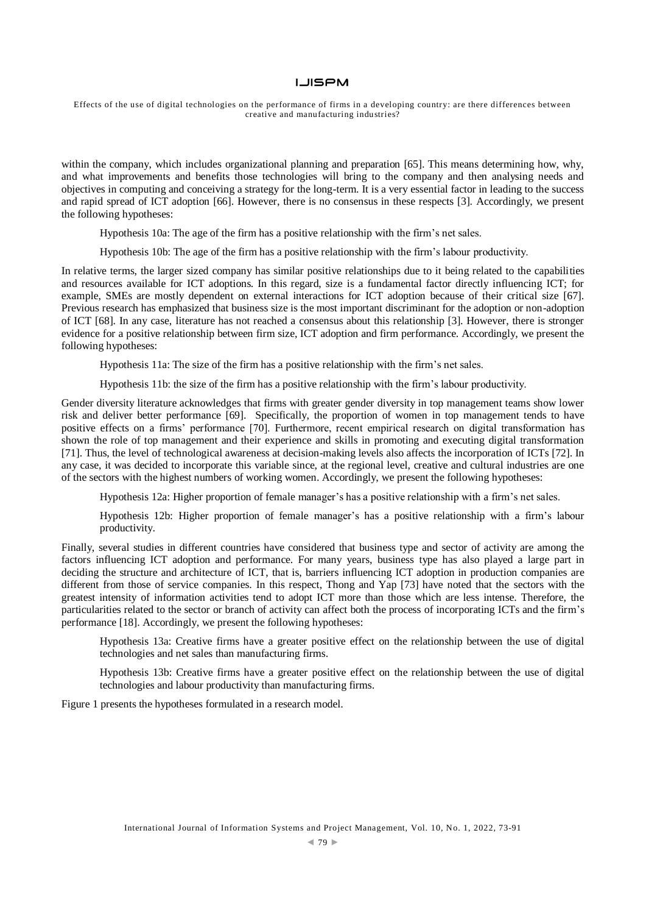within the company, which includes organizational planning and preparation [65]. This means determining how, why, and what improvements and benefits those technologies will bring to the company and then analysing needs and objectives in computing and conceiving a strategy for the long-term. It is a very essential factor in leading to the success and rapid spread of ICT adoption [66]. However, there is no consensus in these respects [3]. Accordingly, we present the following hypotheses:

Hypothesis 10a: The age of the firm has a positive relationship with the firm's net sales.

Hypothesis 10b: The age of the firm has a positive relationship with the firm's labour productivity.

In relative terms, the larger sized company has similar positive relationships due to it being related to the capabilities and resources available for ICT adoptions. In this regard, size is a fundamental factor directly influencing ICT; for example, SMEs are mostly dependent on external interactions for ICT adoption because of their critical size [67]. Previous research has emphasized that business size is the most important discriminant for the adoption or non-adoption of ICT [68]. In any case, literature has not reached a consensus about this relationship [3]. However, there is stronger evidence for a positive relationship between firm size, ICT adoption and firm performance. Accordingly, we present the following hypotheses:

Hypothesis 11a: The size of the firm has a positive relationship with the firm's net sales.

Hypothesis 11b: the size of the firm has a positive relationship with the firm's labour productivity.

Gender diversity literature acknowledges that firms with greater gender diversity in top management teams show lower risk and deliver better performance [69]. Specifically, the proportion of women in top management tends to have positive effects on a firms' performance [70]. Furthermore, recent empirical research on digital transformation has shown the role of top management and their experience and skills in promoting and executing digital transformation [71]. Thus, the level of technological awareness at decision-making levels also affects the incorporation of ICTs [72]. In any case, it was decided to incorporate this variable since, at the regional level, creative and cultural industries are one of the sectors with the highest numbers of working women. Accordingly, we present the following hypotheses:

Hypothesis 12a: Higher proportion of female manager's has a positive relationship with a firm's net sales.

Hypothesis 12b: Higher proportion of female manager's has a positive relationship with a firm's labour productivity.

Finally, several studies in different countries have considered that business type and sector of activity are among the factors influencing ICT adoption and performance. For many years, business type has also played a large part in deciding the structure and architecture of ICT, that is, barriers influencing ICT adoption in production companies are different from those of service companies. In this respect, Thong and Yap [73] have noted that the sectors with the greatest intensity of information activities tend to adopt ICT more than those which are less intense. Therefore, the particularities related to the sector or branch of activity can affect both the process of incorporating ICTs and the firm's performance [18]. Accordingly, we present the following hypotheses:

Hypothesis 13a: Creative firms have a greater positive effect on the relationship between the use of digital technologies and net sales than manufacturing firms.

Hypothesis 13b: Creative firms have a greater positive effect on the relationship between the use of digital technologies and labour productivity than manufacturing firms.

Figure 1 presents the hypotheses formulated in a research model.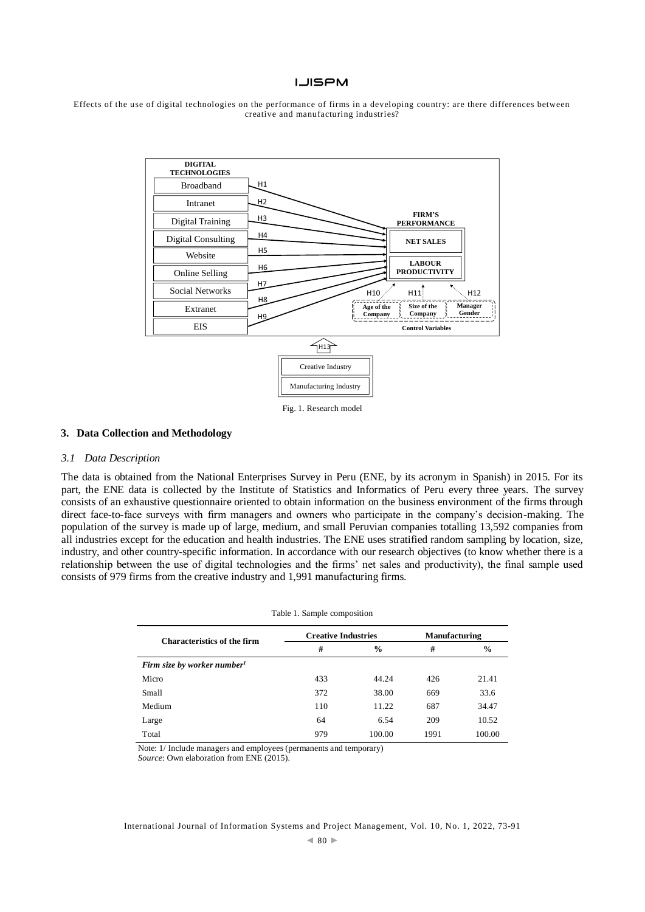DIGITAL TECHNOLOGIES

- Broadband (H1)
- Intranet (H2)
- Digital Training (H3)
- Digital Consulting (H4)
- Website (H5)
- Online Selling (H6)
- Social Networks (H7)
- Extranet (H8)
- EIS (H9)

FIRM'S PERFORMANCE

- NET SALES
- LABOUR PRODUCTIVITY

Control Variables

- Age of the Company (H10)
- Size of the Company (H11)
- Manager Gender (H12)

H13

- Creative Industry
- Manufacturing Industry

Fig. 1. Research model

## 3. Data Collection and Methodology

### *3.1 Data Description*

The data is obtained from the National Enterprises Survey in Peru (ENE, by its acronym in Spanish) in 2015. For its part, the ENE data is collected by the Institute of Statistics and Informatics of Peru every three years. The survey consists of an exhaustive questionnaire oriented to obtain information on the business environment of the firms through direct face-to-face surveys with firm managers and owners who participate in the company's decision-making. The population of the survey is made up of large, medium, and small Peruvian companies totalling 13,592 companies from all industries except for the education and health industries. The ENE uses stratified random sampling by location, size, industry, and other country-specific information. In accordance with our research objectives (to know whether there is a relationship between the use of digital technologies and the firms' net sales and productivity), the final sample used consists of 979 firms from the creative industry and 1,991 manufacturing firms.

Table 1. Sample composition

| Characteristics of the firm | Creative Industries | | Manufacturing | |
|---|---|---|---|---|
| | # | % | # | % |
| *Firm size by worker number[1]* | | | | |
| Micro | 433 | 44.24 | 426 | 21.41 |
| Small | 372 | 38.00 | 669 | 33.6 |
| Medium | 110 | 11.22 | 687 | 34.47 |
| Large | 64 | 6.54 | 209 | 10.52 |
| Total | 979 | 100.00 | 1991 | 100.00 |

Note: 1/ Include managers and employees (permanents and temporary)
*Source*: Own elaboration from ENE (2015).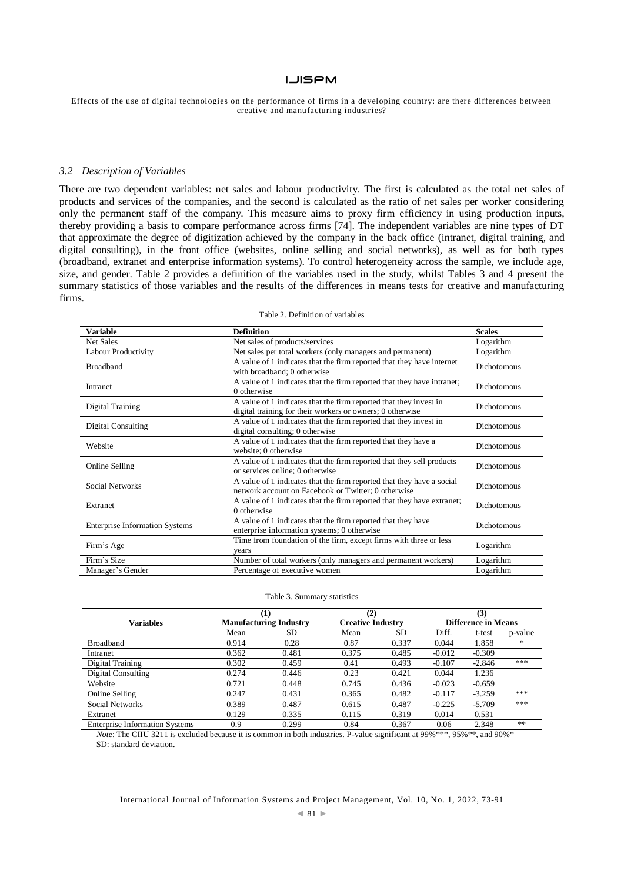### 3.2 Description of Variables

There are two dependent variables: net sales and labour productivity. The first is calculated as the total net sales of products and services of the companies, and the second is calculated as the ratio of net sales per worker considering only the permanent staff of the company. This measure aims to proxy firm efficiency in using production inputs, thereby providing a basis to compare performance across firms [74]. The independent variables are nine types of DT that approximate the degree of digitization achieved by the company in the back office (intranet, digital training, and digital consulting), in the front office (websites, online selling and social networks), as well as for both types (broadband, extranet and enterprise information systems). To control heterogeneity across the sample, we include age, size, and gender. Table 2 provides a definition of the variables used in the study, whilst Tables 3 and 4 present the summary statistics of those variables and the results of the differences in means tests for creative and manufacturing firms.

Table 2. Definition of variables

| Variable | Definition | Scales |
|---|---|---|
| Net Sales | Net sales of products/services | Logarithm |
| Labour Productivity | Net sales per total workers (only managers and permanent) | Logarithm |
| Broadband | A value of 1 indicates that the firm reported that they have internet with broadband; 0 otherwise | Dichotomous |
| Intranet | A value of 1 indicates that the firm reported that they have intranet; 0 otherwise | Dichotomous |
| Digital Training | A value of 1 indicates that the firm reported that they invest in digital training for their workers or owners; 0 otherwise | Dichotomous |
| Digital Consulting | A value of 1 indicates that the firm reported that they invest in digital consulting; 0 otherwise | Dichotomous |
| Website | A value of 1 indicates that the firm reported that they have a website; 0 otherwise | Dichotomous |
| Online Selling | A value of 1 indicates that the firm reported that they sell products or services online; 0 otherwise | Dichotomous |
| Social Networks | A value of 1 indicates that the firm reported that they have a social network account on Facebook or Twitter; 0 otherwise | Dichotomous |
| Extranet | A value of 1 indicates that the firm reported that they have extranet; 0 otherwise | Dichotomous |
| Enterprise Information Systems | A value of 1 indicates that the firm reported that they have enterprise information systems; 0 otherwise | Dichotomous |
| Firm's Age | Time from foundation of the firm, except firms with three or less years | Logarithm |
| Firm's Size | Number of total workers (only managers and permanent workers) | Logarithm |
| Manager's Gender | Percentage of executive women | Logarithm |

Table 3. Summary statistics

| Variables | (1) Manufacturing Industry | | (2) Creative Industry | | (3) Difference in Means | | |
|---|---|---|---|---|---|---|---|
| | Mean | SD | Mean | SD | Diff. | t-test | p-value |
| Broadband | 0.914 | 0.28 | 0.87 | 0.337 | 0.044 | 1.858 | * |
| Intranet | 0.362 | 0.481 | 0.375 | 0.485 | -0.012 | -0.309 | |
| Digital Training | 0.302 | 0.459 | 0.41 | 0.493 | -0.107 | -2.846 | *** |
| Digital Consulting | 0.274 | 0.446 | 0.23 | 0.421 | 0.044 | 1.236 | |
| Website | 0.721 | 0.448 | 0.745 | 0.436 | -0.023 | -0.659 | |
| Online Selling | 0.247 | 0.431 | 0.365 | 0.482 | -0.117 | -3.259 | *** |
| Social Networks | 0.389 | 0.487 | 0.615 | 0.487 | -0.225 | -5.709 | *** |
| Extranet | 0.129 | 0.335 | 0.115 | 0.319 | 0.014 | 0.531 | |
| Enterprise Information Systems | 0.9 | 0.299 | 0.84 | 0.367 | 0.06 | 2.348 | ** |

*Note*: The CIIU 3211 is excluded because it is common in both industries. P-value significant at 99%***, 95%**, and 90%*
SD: standard deviation.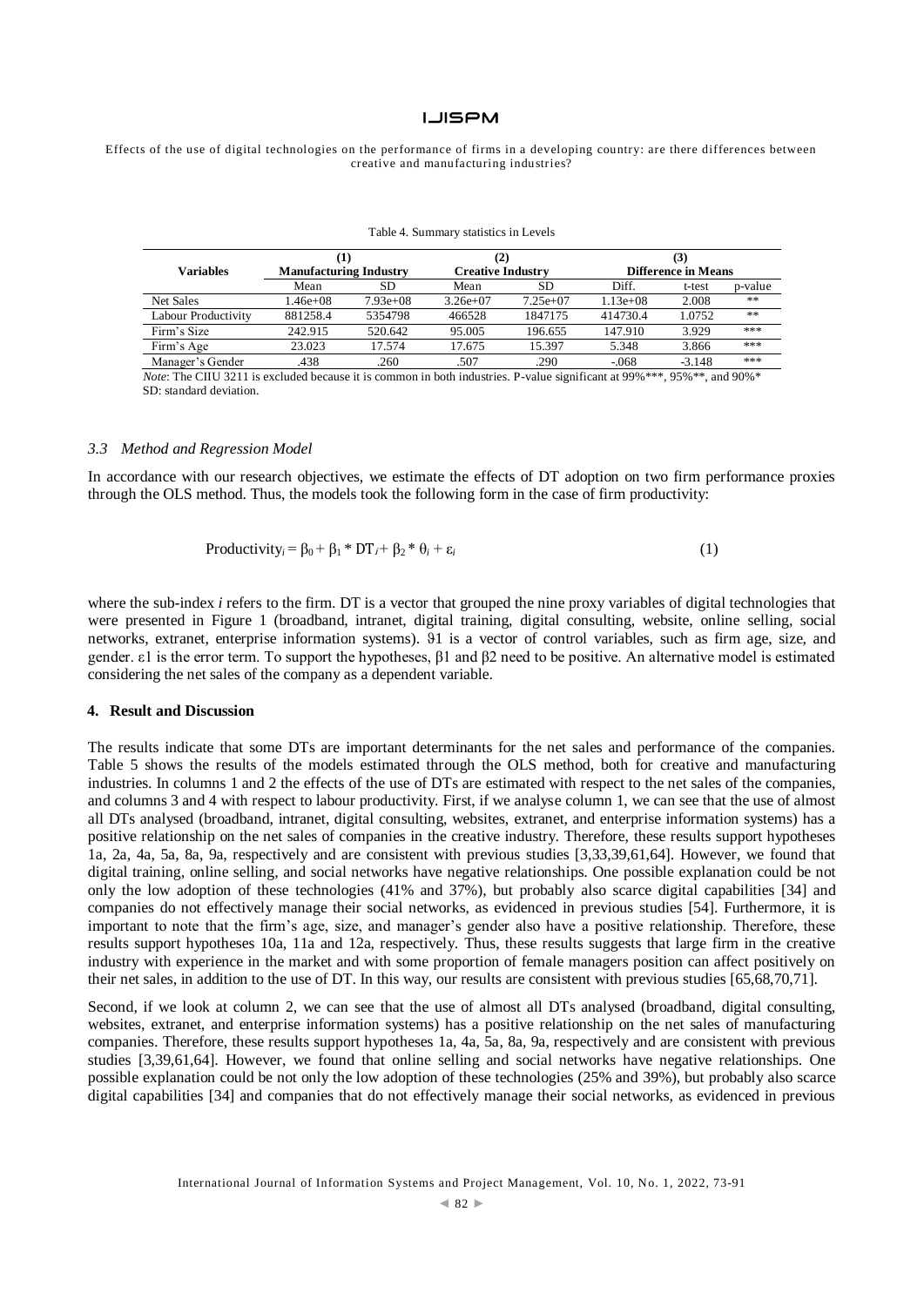Table 4. Summary statistics in Levels

| Variables | (1) Manufacturing Industry | | (2) Creative Industry | | (3) Difference in Means | | |
|---|---|---|---|---|---|---|---|
| | Mean | SD | Mean | SD | Diff. | t-test | p-value |
| Net Sales | 1.46e+08 | 7.93e+08 | 3.26e+07 | 7.25e+07 | 1.13e+08 | 2.008 | ** |
| Labour Productivity | 881258.4 | 5354798 | 466528 | 1847175 | 414730.4 | 1.0752 | ** |
| Firm's Size | 242.915 | 520.642 | 95.005 | 196.655 | 147.910 | 3.929 | *** |
| Firm's Age | 23.023 | 17.574 | 17.675 | 15.397 | 5.348 | 3.866 | *** |
| Manager's Gender | .438 | .260 | .507 | .290 | -.068 | -3.148 | *** |

*Note*: The CIIU 3211 is excluded because it is common in both industries. P-value significant at 99%***, 95%**, and 90%*
SD: standard deviation.

### *3.3 Method and Regression Model*

In accordance with our research objectives, we estimate the effects of DT adoption on two firm performance proxies through the OLS method. Thus, the models took the following form in the case of firm productivity:

$$\text{Productivity}_i = \beta_0 + \beta_1 * \text{DT}_i + \beta_2 * \theta_i + \varepsilon_i \tag{1}$$

where the sub-index *i* refers to the firm. DT is a vector that grouped the nine proxy variables of digital technologies that were presented in Figure 1 (broadband, intranet, digital training, digital consulting, website, online selling, social networks, extranet, enterprise information systems). $\vartheta 1$ is a vector of control variables, such as firm age, size, and gender. $\varepsilon 1$ is the error term. To support the hypotheses, $\beta 1$ and $\beta 2$ need to be positive. An alternative model is estimated considering the net sales of the company as a dependent variable.

## 4. Result and Discussion

The results indicate that some DTs are important determinants for the net sales and performance of the companies. Table 5 shows the results of the models estimated through the OLS method, both for creative and manufacturing industries. In columns 1 and 2 the effects of the use of DTs are estimated with respect to the net sales of the companies, and columns 3 and 4 with respect to labour productivity. First, if we analyse column 1, we can see that the use of almost all DTs analysed (broadband, intranet, digital consulting, websites, extranet, and enterprise information systems) has a positive relationship on the net sales of companies in the creative industry. Therefore, these results support hypotheses 1a, 2a, 4a, 5a, 8a, 9a, respectively and are consistent with previous studies [3,33,39,61,64]. However, we found that digital training, online selling, and social networks have negative relationships. One possible explanation could be not only the low adoption of these technologies (41% and 37%), but probably also scarce digital capabilities [34] and companies do not effectively manage their social networks, as evidenced in previous studies [54]. Furthermore, it is important to note that the firm's age, size, and manager's gender also have a positive relationship. Therefore, these results support hypotheses 10a, 11a and 12a, respectively. Thus, these results suggests that large firm in the creative industry with experience in the market and with some proportion of female managers position can affect positively on their net sales, in addition to the use of DT. In this way, our results are consistent with previous studies [65,68,70,71].

Second, if we look at column 2, we can see that the use of almost all DTs analysed (broadband, digital consulting, websites, extranet, and enterprise information systems) has a positive relationship on the net sales of manufacturing companies. Therefore, these results support hypotheses 1a, 4a, 5a, 8a, 9a, respectively and are consistent with previous studies [3,39,61,64]. However, we found that online selling and social networks have negative relationships. One possible explanation could be not only the low adoption of these technologies (25% and 39%), but probably also scarce digital capabilities [34] and companies that do not effectively manage their social networks, as evidenced in previous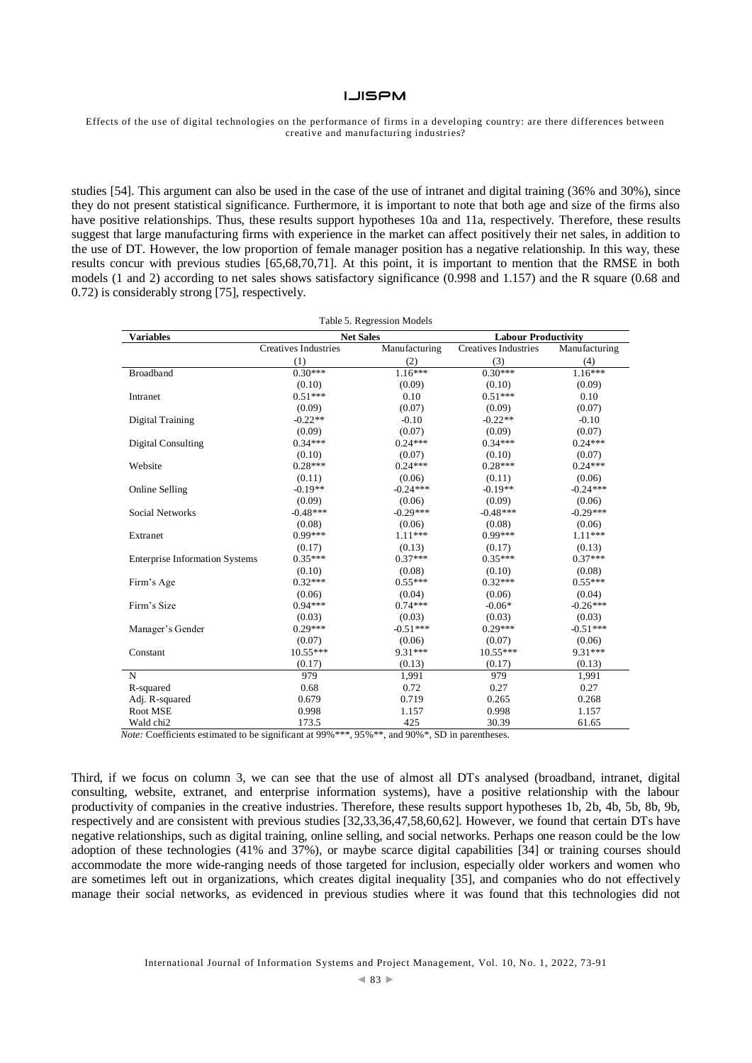studies [54]. This argument can also be used in the case of the use of intranet and digital training (36% and 30%), since they do not present statistical significance. Furthermore, it is important to note that both age and size of the firms also have positive relationships. Thus, these results support hypotheses 10a and 11a, respectively. Therefore, these results suggest that large manufacturing firms with experience in the market can affect positively their net sales, in addition to the use of DT. However, the low proportion of female manager position has a negative relationship. In this way, these results concur with previous studies [65,68,70,71]. At this point, it is important to mention that the RMSE in both models (1 and 2) according to net sales shows satisfactory significance (0.998 and 1.157) and the R square (0.68 and 0.72) is considerably strong [75], respectively.

Table 5. Regression Models

| Variables | Net Sales | | Labour Productivity | |
|---|---|---|---|---|
| | Creatives Industries | Manufacturing | Creatives Industries | Manufacturing |
| | (1) | (2) | (3) | (4) |
| Broadband | 0.30*** | 1.16*** | 0.30*** | 1.16*** |
| | (0.10) | (0.09) | (0.10) | (0.09) |
| Intranet | 0.51*** | 0.10 | 0.51*** | 0.10 |
| | (0.09) | (0.07) | (0.09) | (0.07) |
| Digital Training | -0.22** | -0.10 | -0.22** | -0.10 |
| | (0.09) | (0.07) | (0.09) | (0.07) |
| Digital Consulting | 0.34*** | 0.24*** | 0.34*** | 0.24*** |
| | (0.10) | (0.07) | (0.10) | (0.07) |
| Website | 0.28*** | 0.24*** | 0.28*** | 0.24*** |
| | (0.11) | (0.06) | (0.11) | (0.06) |
| Online Selling | -0.19** | -0.24*** | -0.19** | -0.24*** |
| | (0.09) | (0.06) | (0.09) | (0.06) |
| Social Networks | -0.48*** | -0.29*** | -0.48*** | -0.29*** |
| | (0.08) | (0.06) | (0.08) | (0.06) |
| Extranet | 0.99*** | 1.11*** | 0.99*** | 1.11*** |
| | (0.17) | (0.13) | (0.17) | (0.13) |
| Enterprise Information Systems | 0.35*** | 0.37*** | 0.35*** | 0.37*** |
| | (0.10) | (0.08) | (0.10) | (0.08) |
| Firm's Age | 0.32*** | 0.55*** | 0.32*** | 0.55*** |
| | (0.06) | (0.04) | (0.06) | (0.04) |
| Firm's Size | 0.94*** | 0.74*** | -0.06* | -0.26*** |
| | (0.03) | (0.03) | (0.03) | (0.03) |
| Manager's Gender | 0.29*** | -0.51*** | 0.29*** | -0.51*** |
| | (0.07) | (0.06) | (0.07) | (0.06) |
| Constant | 10.55*** | 9.31*** | 10.55*** | 9.31*** |
| | (0.17) | (0.13) | (0.17) | (0.13) |
| N | 979 | 1,991 | 979 | 1,991 |
| R-squared | 0.68 | 0.72 | 0.27 | 0.27 |
| Adj. R-squared | 0.679 | 0.719 | 0.265 | 0.268 |
| Root MSE | 0.998 | 1.157 | 0.998 | 1.157 |
| Wald chi2 | 173.5 | 425 | 30.39 | 61.65 |

*Note:* Coefficients estimated to be significant at 99%***, 95%**, and 90%*, SD in parentheses.

Third, if we focus on column 3, we can see that the use of almost all DTs analysed (broadband, intranet, digital consulting, website, extranet, and enterprise information systems), have a positive relationship with the labour productivity of companies in the creative industries. Therefore, these results support hypotheses 1b, 2b, 4b, 5b, 8b, 9b, respectively and are consistent with previous studies [32,33,36,47,58,60,62]. However, we found that certain DTs have negative relationships, such as digital training, online selling, and social networks. Perhaps one reason could be the low adoption of these technologies (41% and 37%), or maybe scarce digital capabilities [34] or training courses should accommodate the more wide-ranging needs of those targeted for inclusion, especially older workers and women who are sometimes left out in organizations, which creates digital inequality [35], and companies who do not effectively manage their social networks, as evidenced in previous studies where it was found that this technologies did not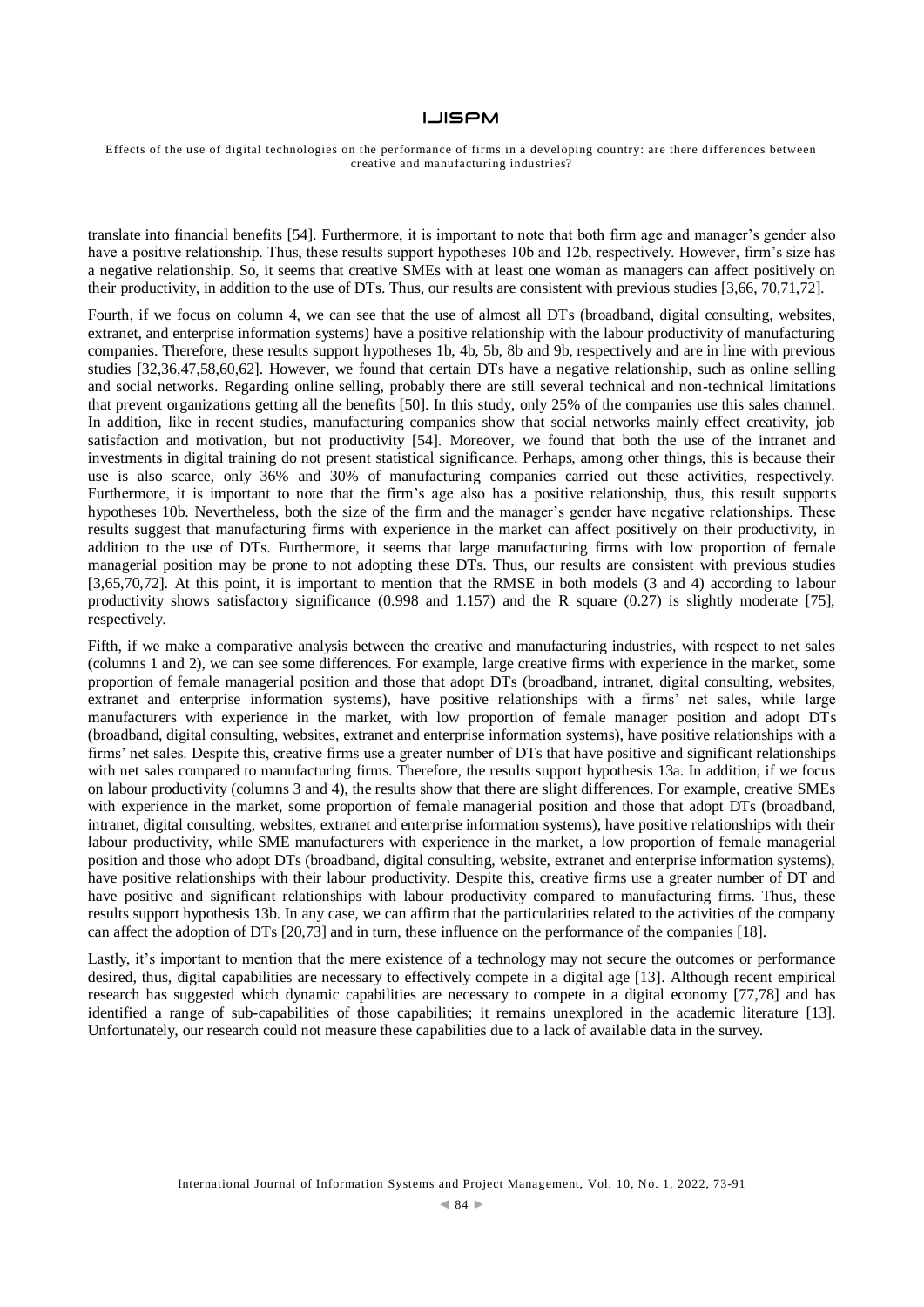translate into financial benefits [54]. Furthermore, it is important to note that both firm age and manager's gender also have a positive relationship. Thus, these results support hypotheses 10b and 12b, respectively. However, firm's size has a negative relationship. So, it seems that creative SMEs with at least one woman as managers can affect positively on their productivity, in addition to the use of DTs. Thus, our results are consistent with previous studies [3,66, 70,71,72].

Fourth, if we focus on column 4, we can see that the use of almost all DTs (broadband, digital consulting, websites, extranet, and enterprise information systems) have a positive relationship with the labour productivity of manufacturing companies. Therefore, these results support hypotheses 1b, 4b, 5b, 8b and 9b, respectively and are in line with previous studies [32,36,47,58,60,62]. However, we found that certain DTs have a negative relationship, such as online selling and social networks. Regarding online selling, probably there are still several technical and non-technical limitations that prevent organizations getting all the benefits [50]. In this study, only 25% of the companies use this sales channel. In addition, like in recent studies, manufacturing companies show that social networks mainly effect creativity, job satisfaction and motivation, but not productivity [54]. Moreover, we found that both the use of the intranet and investments in digital training do not present statistical significance. Perhaps, among other things, this is because their use is also scarce, only 36% and 30% of manufacturing companies carried out these activities, respectively. Furthermore, it is important to note that the firm's age also has a positive relationship, thus, this result supports hypotheses 10b. Nevertheless, both the size of the firm and the manager's gender have negative relationships. These results suggest that manufacturing firms with experience in the market can affect positively on their productivity, in addition to the use of DTs. Furthermore, it seems that large manufacturing firms with low proportion of female managerial position may be prone to not adopting these DTs. Thus, our results are consistent with previous studies [3,65,70,72]. At this point, it is important to mention that the RMSE in both models (3 and 4) according to labour productivity shows satisfactory significance (0.998 and 1.157) and the R square (0.27) is slightly moderate [75], respectively.

Fifth, if we make a comparative analysis between the creative and manufacturing industries, with respect to net sales (columns 1 and 2), we can see some differences. For example, large creative firms with experience in the market, some proportion of female managerial position and those that adopt DTs (broadband, intranet, digital consulting, websites, extranet and enterprise information systems), have positive relationships with a firms' net sales, while large manufacturers with experience in the market, with low proportion of female manager position and adopt DTs (broadband, digital consulting, websites, extranet and enterprise information systems), have positive relationships with a firms' net sales. Despite this, creative firms use a greater number of DTs that have positive and significant relationships with net sales compared to manufacturing firms. Therefore, the results support hypothesis 13a. In addition, if we focus on labour productivity (columns 3 and 4), the results show that there are slight differences. For example, creative SMEs with experience in the market, some proportion of female managerial position and those that adopt DTs (broadband, intranet, digital consulting, websites, extranet and enterprise information systems), have positive relationships with their labour productivity, while SME manufacturers with experience in the market, a low proportion of female managerial position and those who adopt DTs (broadband, digital consulting, website, extranet and enterprise information systems), have positive relationships with their labour productivity. Despite this, creative firms use a greater number of DT and have positive and significant relationships with labour productivity compared to manufacturing firms. Thus, these results support hypothesis 13b. In any case, we can affirm that the particularities related to the activities of the company can affect the adoption of DTs [20,73] and in turn, these influence on the performance of the companies [18].

Lastly, it's important to mention that the mere existence of a technology may not secure the outcomes or performance desired, thus, digital capabilities are necessary to effectively compete in a digital age [13]. Although recent empirical research has suggested which dynamic capabilities are necessary to compete in a digital economy [77,78] and has identified a range of sub-capabilities of those capabilities; it remains unexplored in the academic literature [13]. Unfortunately, our research could not measure these capabilities due to a lack of available data in the survey.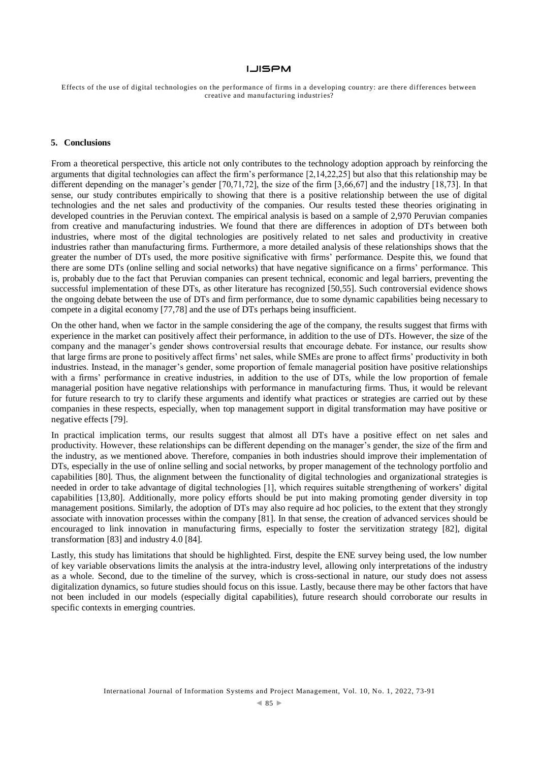## 5. Conclusions

From a theoretical perspective, this article not only contributes to the technology adoption approach by reinforcing the arguments that digital technologies can affect the firm's performance [2,14,22,25] but also that this relationship may be different depending on the manager's gender [70,71,72], the size of the firm [3,66,67] and the industry [18,73]. In that sense, our study contributes empirically to showing that there is a positive relationship between the use of digital technologies and the net sales and productivity of the companies. Our results tested these theories originating in developed countries in the Peruvian context. The empirical analysis is based on a sample of 2,970 Peruvian companies from creative and manufacturing industries. We found that there are differences in adoption of DTs between both industries, where most of the digital technologies are positively related to net sales and productivity in creative industries rather than manufacturing firms. Furthermore, a more detailed analysis of these relationships shows that the greater the number of DTs used, the more positive significative with firms' performance. Despite this, we found that there are some DTs (online selling and social networks) that have negative significance on a firms' performance. This is, probably due to the fact that Peruvian companies can present technical, economic and legal barriers, preventing the successful implementation of these DTs, as other literature has recognized [50,55]. Such controversial evidence shows the ongoing debate between the use of DTs and firm performance, due to some dynamic capabilities being necessary to compete in a digital economy [77,78] and the use of DTs perhaps being insufficient.

On the other hand, when we factor in the sample considering the age of the company, the results suggest that firms with experience in the market can positively affect their performance, in addition to the use of DTs. However, the size of the company and the manager's gender shows controversial results that encourage debate. For instance, our results show that large firms are prone to positively affect firms' net sales, while SMEs are prone to affect firms' productivity in both industries. Instead, in the manager's gender, some proportion of female managerial position have positive relationships with a firms' performance in creative industries, in addition to the use of DTs, while the low proportion of female managerial position have negative relationships with performance in manufacturing firms. Thus, it would be relevant for future research to try to clarify these arguments and identify what practices or strategies are carried out by these companies in these respects, especially, when top management support in digital transformation may have positive or negative effects [79].

In practical implication terms, our results suggest that almost all DTs have a positive effect on net sales and productivity. However, these relationships can be different depending on the manager's gender, the size of the firm and the industry, as we mentioned above. Therefore, companies in both industries should improve their implementation of DTs, especially in the use of online selling and social networks, by proper management of the technology portfolio and capabilities [80]. Thus, the alignment between the functionality of digital technologies and organizational strategies is needed in order to take advantage of digital technologies [1], which requires suitable strengthening of workers' digital capabilities [13,80]. Additionally, more policy efforts should be put into making promoting gender diversity in top management positions. Similarly, the adoption of DTs may also require ad hoc policies, to the extent that they strongly associate with innovation processes within the company [81]. In that sense, the creation of advanced services should be encouraged to link innovation in manufacturing firms, especially to foster the servitization strategy [82], digital transformation [83] and industry 4.0 [84].

Lastly, this study has limitations that should be highlighted. First, despite the ENE survey being used, the low number of key variable observations limits the analysis at the intra-industry level, allowing only interpretations of the industry as a whole. Second, due to the timeline of the survey, which is cross-sectional in nature, our study does not assess digitalization dynamics, so future studies should focus on this issue. Lastly, because there may be other factors that have not been included in our models (especially digital capabilities), future research should corroborate our results in specific contexts in emerging countries.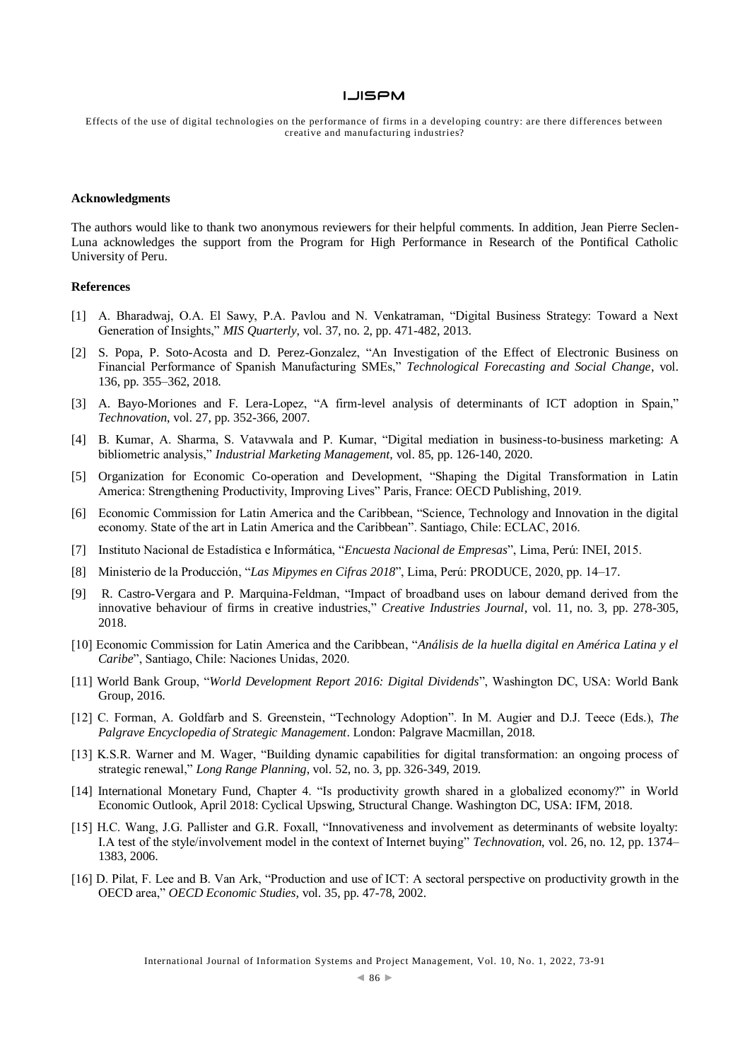## Acknowledgments

The authors would like to thank two anonymous reviewers for their helpful comments. In addition, Jean Pierre Seclen-Luna acknowledges the support from the Program for High Performance in Research of the Pontifical Catholic University of Peru.

## References

[1] A. Bharadwaj, O.A. El Sawy, P.A. Pavlou and N. Venkatraman, "Digital Business Strategy: Toward a Next Generation of Insights," *MIS Quarterly*, vol. 37, no. 2, pp. 471-482, 2013.

[2] S. Popa, P. Soto-Acosta and D. Perez-Gonzalez, "An Investigation of the Effect of Electronic Business on Financial Performance of Spanish Manufacturing SMEs," *Technological Forecasting and Social Change*, vol. 136, pp. 355–362, 2018.

[3] A. Bayo-Moriones and F. Lera-Lopez, "A firm-level analysis of determinants of ICT adoption in Spain," *Technovation*, vol. 27, pp. 352-366, 2007.

[4] B. Kumar, A. Sharma, S. Vatavwala and P. Kumar, "Digital mediation in business-to-business marketing: A bibliometric analysis," *Industrial Marketing Management*, vol. 85, pp. 126-140, 2020.

[5] Organization for Economic Co-operation and Development, "Shaping the Digital Transformation in Latin America: Strengthening Productivity, Improving Lives" Paris, France: OECD Publishing, 2019.

[6] Economic Commission for Latin America and the Caribbean, "Science, Technology and Innovation in the digital economy. State of the art in Latin America and the Caribbean". Santiago, Chile: ECLAC, 2016.

[7] Instituto Nacional de Estadística e Informática, "*Encuesta Nacional de Empresas*", Lima, Perú: INEI, 2015.

[8] Ministerio de la Producción, "*Las Mipymes en Cifras 2018*", Lima, Perú: PRODUCE, 2020, pp. 14–17.

[9] R. Castro-Vergara and P. Marquina-Feldman, "Impact of broadband uses on labour demand derived from the innovative behaviour of firms in creative industries," *Creative Industries Journal*, vol. 11, no. 3, pp. 278-305, 2018.

[10] Economic Commission for Latin America and the Caribbean, "*Análisis de la huella digital en América Latina y el Caribe*", Santiago, Chile: Naciones Unidas, 2020.

[11] World Bank Group, "*World Development Report 2016: Digital Dividends*", Washington DC, USA: World Bank Group, 2016.

[12] C. Forman, A. Goldfarb and S. Greenstein, "Technology Adoption". In M. Augier and D.J. Teece (Eds.), *The Palgrave Encyclopedia of Strategic Management*. London: Palgrave Macmillan, 2018.

[13] K.S.R. Warner and M. Wager, "Building dynamic capabilities for digital transformation: an ongoing process of strategic renewal," *Long Range Planning*, vol. 52, no. 3, pp. 326-349, 2019.

[14] International Monetary Fund, Chapter 4. "Is productivity growth shared in a globalized economy?" in World Economic Outlook, April 2018: Cyclical Upswing, Structural Change. Washington DC, USA: IFM, 2018.

[15] H.C. Wang, J.G. Pallister and G.R. Foxall, "Innovativeness and involvement as determinants of website loyalty: I.A test of the style/involvement model in the context of Internet buying" *Technovation*, vol. 26, no. 12, pp. 1374–1383, 2006.

[16] D. Pilat, F. Lee and B. Van Ark, "Production and use of ICT: A sectoral perspective on productivity growth in the OECD area," *OECD Economic Studies*, vol. 35, pp. 47-78, 2002.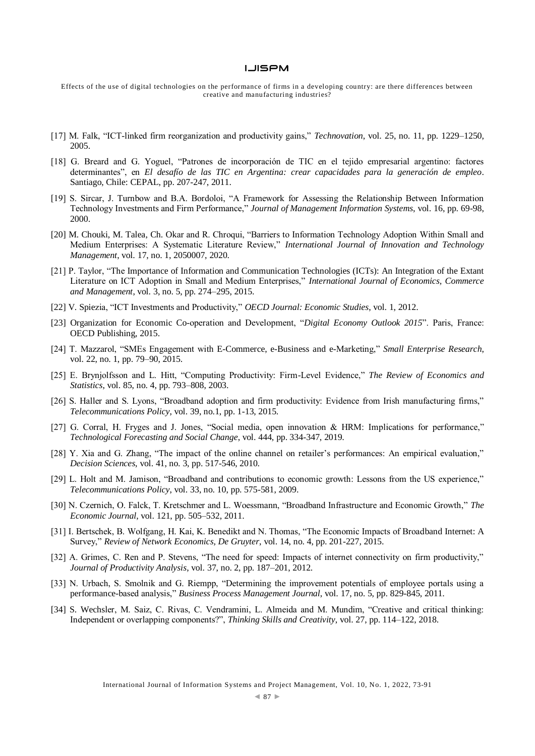[17] M. Falk, "ICT-linked firm reorganization and productivity gains," *Technovation*, vol. 25, no. 11, pp. 1229–1250, 2005.

[18] G. Breard and G. Yoguel, "Patrones de incorporación de TIC en el tejido empresarial argentino: factores determinantes", en *El desafío de las TIC en Argentina: crear capacidades para la generación de empleo*. Santiago, Chile: CEPAL, pp. 207-247, 2011.

[19] S. Sircar, J. Turnbow and B.A. Bordoloi, "A Framework for Assessing the Relationship Between Information Technology Investments and Firm Performance," *Journal of Management Information Systems*, vol. 16, pp. 69-98, 2000.

[20] M. Chouki, M. Talea, Ch. Okar and R. Chroqui, "Barriers to Information Technology Adoption Within Small and Medium Enterprises: A Systematic Literature Review," *International Journal of Innovation and Technology Management*, vol. 17, no. 1, 2050007, 2020.

[21] P. Taylor, "The Importance of Information and Communication Technologies (ICTs): An Integration of the Extant Literature on ICT Adoption in Small and Medium Enterprises," *International Journal of Economics, Commerce and Management*, vol. 3, no. 5, pp. 274–295, 2015.

[22] V. Spiezia, "ICT Investments and Productivity," *OECD Journal: Economic Studies*, vol. 1, 2012.

[23] Organization for Economic Co-operation and Development, "*Digital Economy Outlook 2015*". Paris, France: OECD Publishing, 2015.

[24] T. Mazzarol, "SMEs Engagement with E-Commerce, e-Business and e-Marketing," *Small Enterprise Research*, vol. 22, no. 1, pp. 79–90, 2015.

[25] E. Brynjolfsson and L. Hitt, "Computing Productivity: Firm-Level Evidence," *The Review of Economics and Statistics*, vol. 85, no. 4, pp. 793–808, 2003.

[26] S. Haller and S. Lyons, "Broadband adoption and firm productivity: Evidence from Irish manufacturing firms," *Telecommunications Policy*, vol. 39, no.1, pp. 1-13, 2015.

[27] G. Corral, H. Fryges and J. Jones, "Social media, open innovation & HRM: Implications for performance," *Technological Forecasting and Social Change*, vol. 444, pp. 334-347, 2019.

[28] Y. Xia and G. Zhang, "The impact of the online channel on retailer's performances: An empirical evaluation," *Decision Sciences*, vol. 41, no. 3, pp. 517-546, 2010.

[29] L. Holt and M. Jamison, "Broadband and contributions to economic growth: Lessons from the US experience," *Telecommunications Policy*, vol. 33, no. 10, pp. 575-581, 2009.

[30] N. Czernich, O. Falck, T. Kretschmer and L. Woessmann, "Broadband Infrastructure and Economic Growth," *The Economic Journal*, vol. 121, pp. 505–532, 2011.

[31] I. Bertschek, B. Wolfgang, H. Kai, K. Benedikt and N. Thomas, "The Economic Impacts of Broadband Internet: A Survey," *Review of Network Economics, De Gruyter*, vol. 14, no. 4, pp. 201-227, 2015.

[32] A. Grimes, C. Ren and P. Stevens, "The need for speed: Impacts of internet connectivity on firm productivity," *Journal of Productivity Analysis*, vol. 37, no. 2, pp. 187–201, 2012.

[33] N. Urbach, S. Smolnik and G. Riempp, "Determining the improvement potentials of employee portals using a performance-based analysis," *Business Process Management Journal*, vol. 17, no. 5, pp. 829-845, 2011.

[34] S. Wechsler, M. Saiz, C. Rivas, C. Vendramini, L. Almeida and M. Mundim, "Creative and critical thinking: Independent or overlapping components?", *Thinking Skills and Creativity*, vol. 27, pp. 114–122, 2018.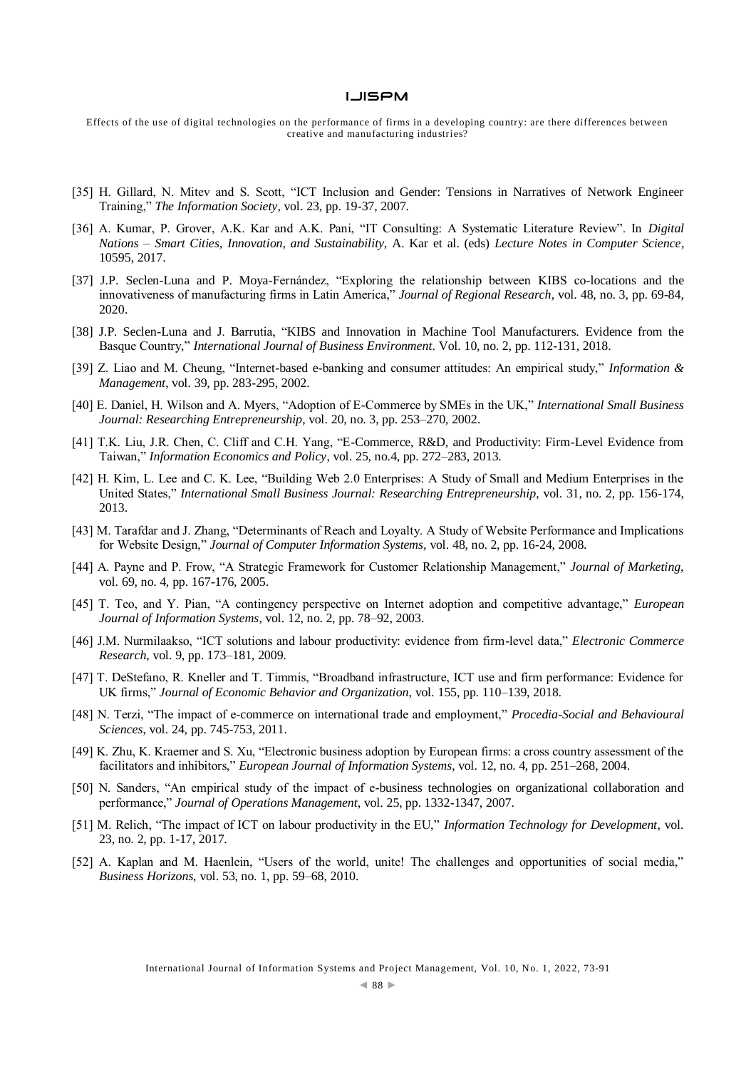[35] H. Gillard, N. Mitev and S. Scott, "ICT Inclusion and Gender: Tensions in Narratives of Network Engineer Training," *The Information Society*, vol. 23, pp. 19-37, 2007.

[36] A. Kumar, P. Grover, A.K. Kar and A.K. Pani, "IT Consulting: A Systematic Literature Review". In *Digital Nations – Smart Cities, Innovation, and Sustainability*, A. Kar et al. (eds) *Lecture Notes in Computer Science*, 10595, 2017.

[37] J.P. Seclen-Luna and P. Moya-Fernández, "Exploring the relationship between KIBS co-locations and the innovativeness of manufacturing firms in Latin America," *Journal of Regional Research*, vol. 48, no. 3, pp. 69-84, 2020.

[38] J.P. Seclen-Luna and J. Barrutia, "KIBS and Innovation in Machine Tool Manufacturers. Evidence from the Basque Country," *International Journal of Business Environment*. Vol. 10, no. 2, pp. 112-131, 2018.

[39] Z. Liao and M. Cheung, "Internet-based e-banking and consumer attitudes: An empirical study," *Information & Management*, vol. 39, pp. 283-295, 2002.

[40] E. Daniel, H. Wilson and A. Myers, "Adoption of E-Commerce by SMEs in the UK," *International Small Business Journal: Researching Entrepreneurship*, vol. 20, no. 3, pp. 253–270, 2002.

[41] T.K. Liu, J.R. Chen, C. Cliff and C.H. Yang, "E-Commerce, R&D, and Productivity: Firm-Level Evidence from Taiwan," *Information Economics and Policy*, vol. 25, no.4, pp. 272–283, 2013.

[42] H. Kim, L. Lee and C. K. Lee, "Building Web 2.0 Enterprises: A Study of Small and Medium Enterprises in the United States," *International Small Business Journal: Researching Entrepreneurship*, vol. 31, no. 2, pp. 156-174, 2013.

[43] M. Tarafdar and J. Zhang, "Determinants of Reach and Loyalty. A Study of Website Performance and Implications for Website Design," *Journal of Computer Information Systems*, vol. 48, no. 2, pp. 16-24, 2008.

[44] A. Payne and P. Frow, "A Strategic Framework for Customer Relationship Management," *Journal of Marketing*, vol. 69, no. 4, pp. 167-176, 2005.

[45] T. Teo, and Y. Pian, "A contingency perspective on Internet adoption and competitive advantage," *European Journal of Information Systems*, vol. 12, no. 2, pp. 78–92, 2003.

[46] J.M. Nurmilaakso, "ICT solutions and labour productivity: evidence from firm-level data," *Electronic Commerce Research*, vol. 9, pp. 173–181, 2009.

[47] T. DeStefano, R. Kneller and T. Timmis, "Broadband infrastructure, ICT use and firm performance: Evidence for UK firms," *Journal of Economic Behavior and Organization*, vol. 155, pp. 110–139, 2018.

[48] N. Terzi, "The impact of e-commerce on international trade and employment," *Procedia-Social and Behavioural Sciences*, vol. 24, pp. 745-753, 2011.

[49] K. Zhu, K. Kraemer and S. Xu, "Electronic business adoption by European firms: a cross country assessment of the facilitators and inhibitors," *European Journal of Information Systems*, vol. 12, no. 4, pp. 251–268, 2004.

[50] N. Sanders, "An empirical study of the impact of e-business technologies on organizational collaboration and performance," *Journal of Operations Management*, vol. 25, pp. 1332-1347, 2007.

[51] M. Relich, "The impact of ICT on labour productivity in the EU," *Information Technology for Development*, vol. 23, no. 2, pp. 1-17, 2017.

[52] A. Kaplan and M. Haenlein, "Users of the world, unite! The challenges and opportunities of social media," *Business Horizons*, vol. 53, no. 1, pp. 59–68, 2010.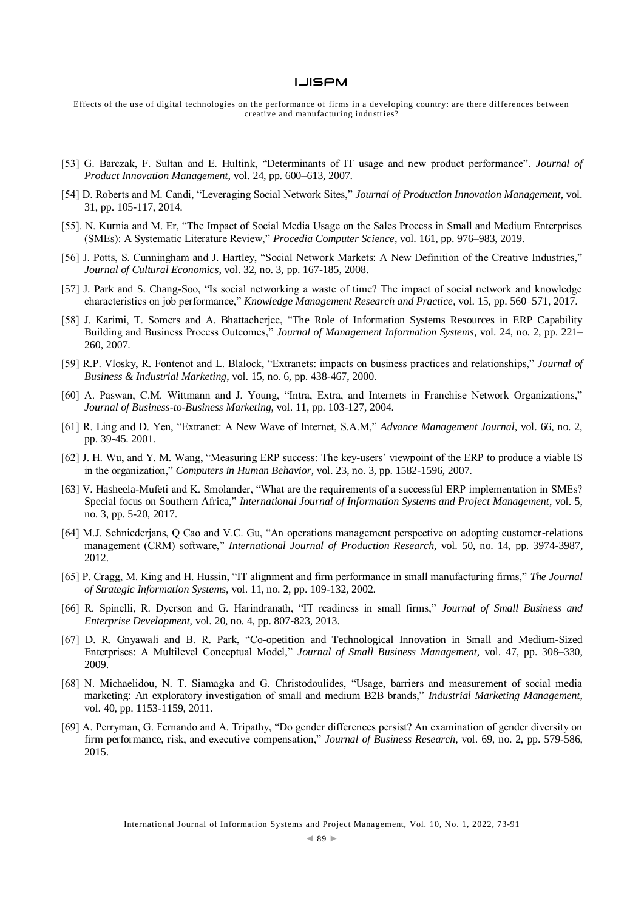[53] G. Barczak, F. Sultan and E. Hultink, "Determinants of IT usage and new product performance". *Journal of Product Innovation Management*, vol. 24, pp. 600–613, 2007.

[54] D. Roberts and M. Candi, "Leveraging Social Network Sites," *Journal of Production Innovation Management*, vol. 31, pp. 105-117, 2014.

[55]. N. Kurnia and M. Er, "The Impact of Social Media Usage on the Sales Process in Small and Medium Enterprises (SMEs): A Systematic Literature Review," *Procedia Computer Science*, vol. 161, pp. 976–983, 2019.

[56] J. Potts, S. Cunningham and J. Hartley, "Social Network Markets: A New Definition of the Creative Industries," *Journal of Cultural Economics*, vol. 32, no. 3, pp. 167-185, 2008.

[57] J. Park and S. Chang-Soo, "Is social networking a waste of time? The impact of social network and knowledge characteristics on job performance," *Knowledge Management Research and Practice*, vol. 15, pp. 560–571, 2017.

[58] J. Karimi, T. Somers and A. Bhattacherjee, "The Role of Information Systems Resources in ERP Capability Building and Business Process Outcomes," *Journal of Management Information Systems*, vol. 24, no. 2, pp. 221–260, 2007.

[59] R.P. Vlosky, R. Fontenot and L. Blalock, "Extranets: impacts on business practices and relationships," *Journal of Business & Industrial Marketing*, vol. 15, no. 6, pp. 438-467, 2000.

[60] A. Paswan, C.M. Wittmann and J. Young, "Intra, Extra, and Internets in Franchise Network Organizations," *Journal of Business-to-Business Marketing,* vol. 11, pp. 103-127, 2004.

[61] R. Ling and D. Yen, "Extranet: A New Wave of Internet, S.A.M," *Advance Management Journal*, vol. 66, no. 2, pp. 39-45. 2001.

[62] J. H. Wu, and Y. M. Wang, "Measuring ERP success: The key-users' viewpoint of the ERP to produce a viable IS in the organization," *Computers in Human Behavior*, vol. 23, no. 3, pp. 1582-1596, 2007.

[63] V. Hasheela-Mufeti and K. Smolander, "What are the requirements of a successful ERP implementation in SMEs? Special focus on Southern Africa," *International Journal of Information Systems and Project Management*, vol. 5, no. 3, pp. 5-20, 2017.

[64] M.J. Schniederjans, Q Cao and V.C. Gu, "An operations management perspective on adopting customer-relations management (CRM) software," *International Journal of Production Research*, vol. 50, no. 14, pp. 3974-3987, 2012.

[65] P. Cragg, M. King and H. Hussin, "IT alignment and firm performance in small manufacturing firms," *The Journal of Strategic Information Systems*, vol. 11, no. 2, pp. 109-132, 2002.

[66] R. Spinelli, R. Dyerson and G. Harindranath, "IT readiness in small firms," *Journal of Small Business and Enterprise Development*, vol. 20, no. 4, pp. 807-823, 2013.

[67] D. R. Gnyawali and B. R. Park, "Co-opetition and Technological Innovation in Small and Medium-Sized Enterprises: A Multilevel Conceptual Model," *Journal of Small Business Management,* vol. 47, pp. 308–330, 2009.

[68] N. Michaelidou, N. T. Siamagka and G. Christodoulides, "Usage, barriers and measurement of social media marketing: An exploratory investigation of small and medium B2B brands," *Industrial Marketing Management*, vol. 40, pp. 1153-1159, 2011.

[69] A. Perryman, G. Fernando and A. Tripathy, "Do gender differences persist? An examination of gender diversity on firm performance, risk, and executive compensation," *Journal of Business Research*, vol. 69, no. 2, pp. 579-586, 2015.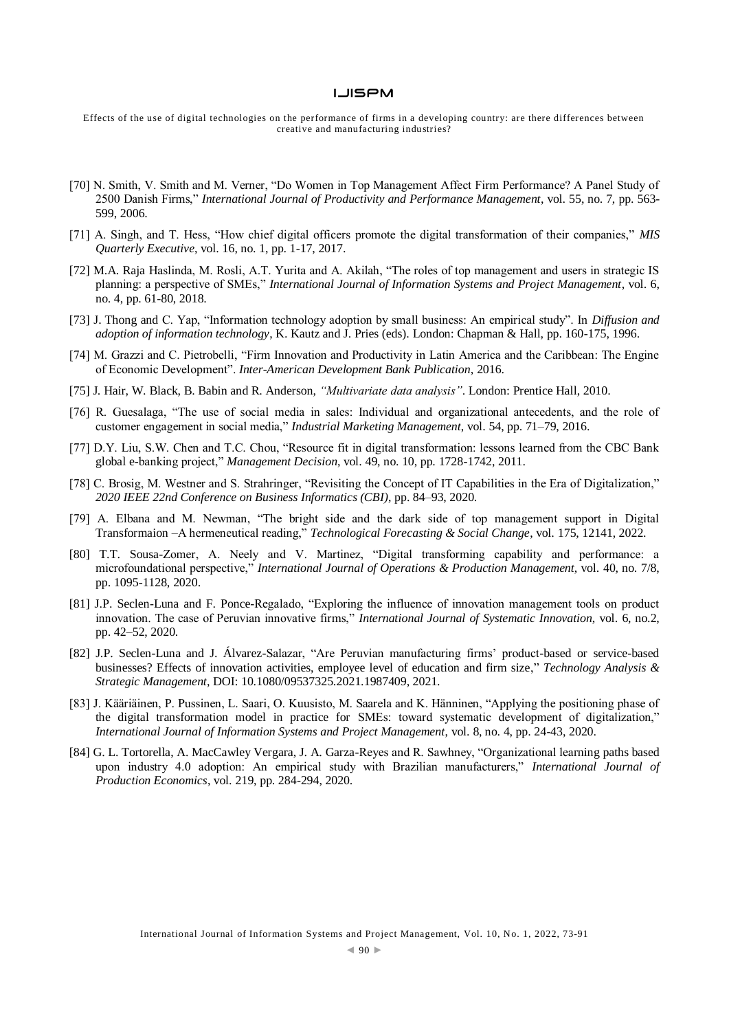[70] N. Smith, V. Smith and M. Verner, "Do Women in Top Management Affect Firm Performance? A Panel Study of 2500 Danish Firms," *International Journal of Productivity and Performance Management*, vol. 55, no. 7, pp. 563-599, 2006.

[71] A. Singh, and T. Hess, "How chief digital officers promote the digital transformation of their companies," *MIS Quarterly Executive*, vol. 16, no. 1, pp. 1-17, 2017.

[72] M.A. Raja Haslinda, M. Rosli, A.T. Yurita and A. Akilah, "The roles of top management and users in strategic IS planning: a perspective of SMEs," *International Journal of Information Systems and Project Management*, vol. 6, no. 4, pp. 61-80, 2018.

[73] J. Thong and C. Yap, "Information technology adoption by small business: An empirical study". In *Diffusion and adoption of information technology*, K. Kautz and J. Pries (eds). London: Chapman & Hall, pp. 160-175, 1996.

[74] M. Grazzi and C. Pietrobelli, "Firm Innovation and Productivity in Latin America and the Caribbean: The Engine of Economic Development". *Inter-American Development Bank Publication*, 2016.

[75] J. Hair, W. Black, B. Babin and R. Anderson, *"Multivariate data analysis"*. London: Prentice Hall, 2010.

[76] R. Guesalaga, "The use of social media in sales: Individual and organizational antecedents, and the role of customer engagement in social media," *Industrial Marketing Management*, vol. 54, pp. 71–79, 2016.

[77] D.Y. Liu, S.W. Chen and T.C. Chou, "Resource fit in digital transformation: lessons learned from the CBC Bank global e-banking project," *Management Decision*, vol. 49, no. 10, pp. 1728-1742, 2011.

[78] C. Brosig, M. Westner and S. Strahringer, "Revisiting the Concept of IT Capabilities in the Era of Digitalization," *2020 IEEE 22nd Conference on Business Informatics (CBI)*, pp. 84–93, 2020.

[79] A. Elbana and M. Newman, "The bright side and the dark side of top management support in Digital Transformaion –A hermeneutical reading," *Technological Forecasting & Social Change*, vol. 175, 12141, 2022.

[80] T.T. Sousa-Zomer, A. Neely and V. Martinez, "Digital transforming capability and performance: a microfoundational perspective," *International Journal of Operations & Production Management*, vol. 40, no. 7/8, pp. 1095-1128, 2020.

[81] J.P. Seclen-Luna and F. Ponce-Regalado, "Exploring the influence of innovation management tools on product innovation. The case of Peruvian innovative firms," *International Journal of Systematic Innovation*, vol. 6, no.2, pp. 42–52, 2020.

[82] J.P. Seclen-Luna and J. Álvarez-Salazar, "Are Peruvian manufacturing firms' product-based or service-based businesses? Effects of innovation activities, employee level of education and firm size," *Technology Analysis & Strategic Management*, DOI: 10.1080/09537325.2021.1987409, 2021.

[83] J. Kääriäinen, P. Pussinen, L. Saari, O. Kuusisto, M. Saarela and K. Hänninen, "Applying the positioning phase of the digital transformation model in practice for SMEs: toward systematic development of digitalization," *International Journal of Information Systems and Project Management*, vol. 8, no. 4, pp. 24-43, 2020.

[84] G. L. Tortorella, A. MacCawley Vergara, J. A. Garza-Reyes and R. Sawhney, "Organizational learning paths based upon industry 4.0 adoption: An empirical study with Brazilian manufacturers," *International Journal of Production Economics*, vol. 219, pp. 284-294, 2020.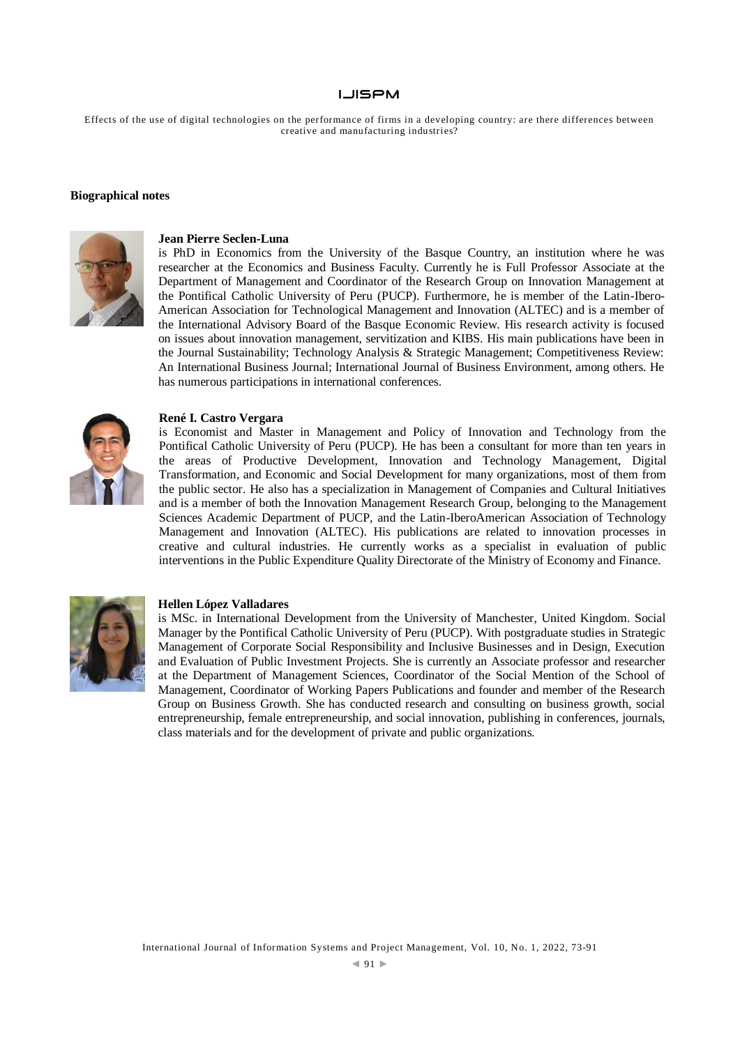## Biographical notes

**Jean Pierre Seclen-Luna**

is PhD in Economics from the University of the Basque Country, an institution where he was researcher at the Economics and Business Faculty. Currently he is Full Professor Associate at the Department of Management and Coordinator of the Research Group on Innovation Management at the Pontifical Catholic University of Peru (PUCP). Furthermore, he is member of the Latin-Ibero-American Association for Technological Management and Innovation (ALTEC) and is a member of the International Advisory Board of the Basque Economic Review. His research activity is focused on issues about innovation management, servitization and KIBS. His main publications have been in the Journal Sustainability; Technology Analysis & Strategic Management; Competitiveness Review: An International Business Journal; International Journal of Business Environment, among others. He has numerous participations in international conferences.

**René I. Castro Vergara**

is Economist and Master in Management and Policy of Innovation and Technology from the Pontifical Catholic University of Peru (PUCP). He has been a consultant for more than ten years in the areas of Productive Development, Innovation and Technology Management, Digital Transformation, and Economic and Social Development for many organizations, most of them from the public sector. He also has a specialization in Management of Companies and Cultural Initiatives and is a member of both the Innovation Management Research Group, belonging to the Management Sciences Academic Department of PUCP, and the Latin-IberoAmerican Association of Technology Management and Innovation (ALTEC). His publications are related to innovation processes in creative and cultural industries. He currently works as a specialist in evaluation of public interventions in the Public Expenditure Quality Directorate of the Ministry of Economy and Finance.

**Hellen López Valladares**

is MSc. in International Development from the University of Manchester, United Kingdom. Social Manager by the Pontifical Catholic University of Peru (PUCP). With postgraduate studies in Strategic Management of Corporate Social Responsibility and Inclusive Businesses and in Design, Execution and Evaluation of Public Investment Projects. She is currently an Associate professor and researcher at the Department of Management Sciences, Coordinator of the Social Mention of the School of Management, Coordinator of Working Papers Publications and founder and member of the Research Group on Business Growth. She has conducted research and consulting on business growth, social entrepreneurship, female entrepreneurship, and social innovation, publishing in conferences, journals, class materials and for the development of private and public organizations.